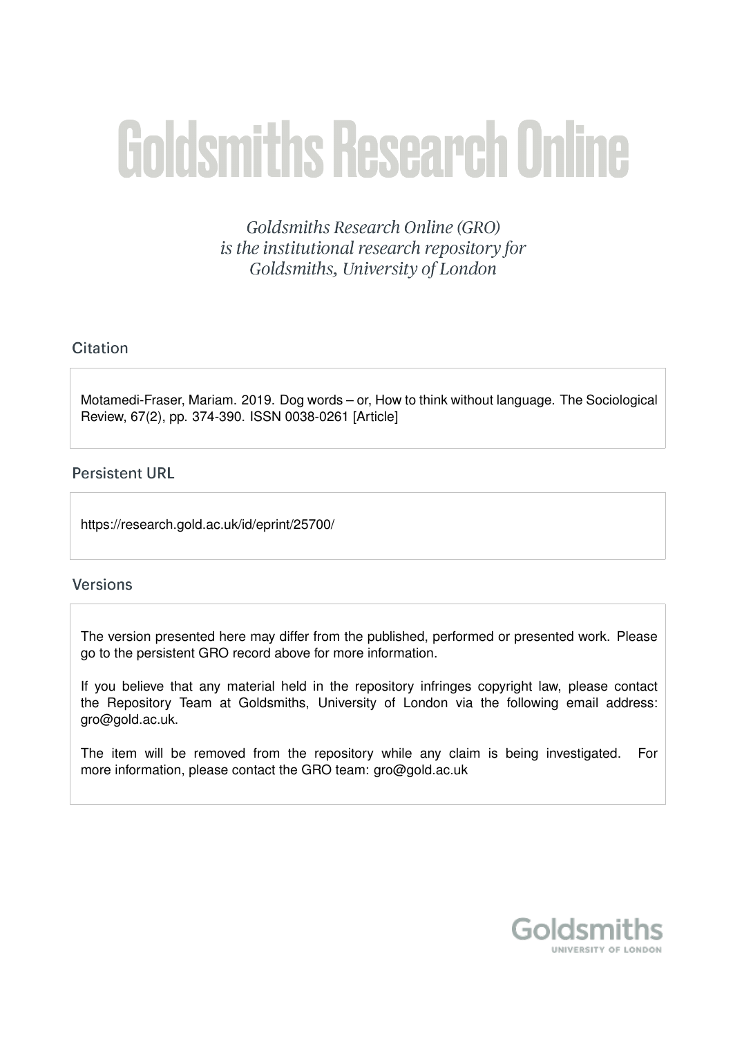# Goldsmiths Research Online

*Goldsmiths Research Online (GRO) is the institutional research repository for Goldsmiths, University of London*

## Citation

Motamedi-Fraser, Mariam. 2019. Dog words – or, How to think without language. The Sociological Review, 67(2), pp. 374-390. ISSN 0038-0261 [Article]

## Persistent URL

https://research.gold.ac.uk/id/eprint/25700/

## Versions

The version presented here may differ from the published, performed or presented work. Please go to the persistent GRO record above for more information.

If you believe that any material held in the repository infringes copyright law, please contact the Repository Team at Goldsmiths, University of London via the following email address: gro@gold.ac.uk.

The item will be removed from the repository while any claim is being investigated. For more information, please contact the GRO team: gro@gold.ac.uk

Goldsmiths
UNIVERSITY OF LONDON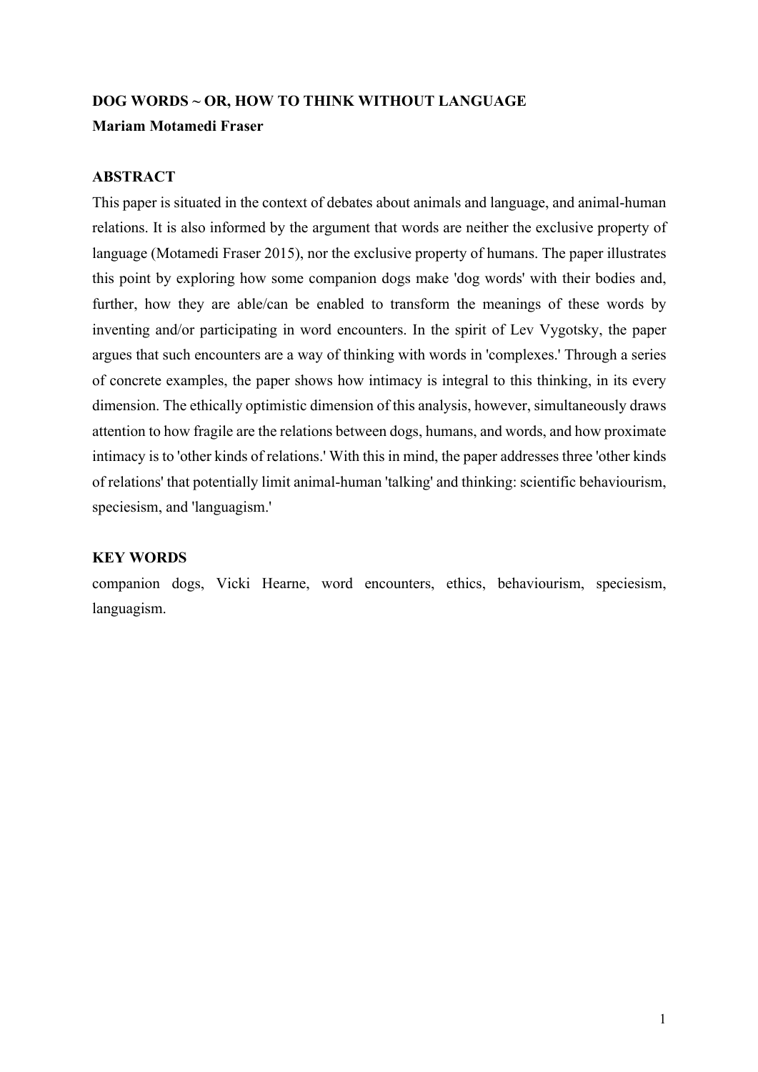**DOG WORDS ~ OR, HOW TO THINK WITHOUT LANGUAGE**
**Mariam Motamedi Fraser**

## ABSTRACT

This paper is situated in the context of debates about animals and language, and animal-human relations. It is also informed by the argument that words are neither the exclusive property of language (Motamedi Fraser 2015), nor the exclusive property of humans. The paper illustrates this point by exploring how some companion dogs make 'dog words' with their bodies and, further, how they are able/can be enabled to transform the meanings of these words by inventing and/or participating in word encounters. In the spirit of Lev Vygotsky, the paper argues that such encounters are a way of thinking with words in 'complexes.' Through a series of concrete examples, the paper shows how intimacy is integral to this thinking, in its every dimension. The ethically optimistic dimension of this analysis, however, simultaneously draws attention to how fragile are the relations between dogs, humans, and words, and how proximate intimacy is to 'other kinds of relations.' With this in mind, the paper addresses three 'other kinds of relations' that potentially limit animal-human 'talking' and thinking: scientific behaviourism, speciesism, and 'languagism.'

## KEY WORDS

companion dogs, Vicki Hearne, word encounters, ethics, behaviourism, speciesism, languagism.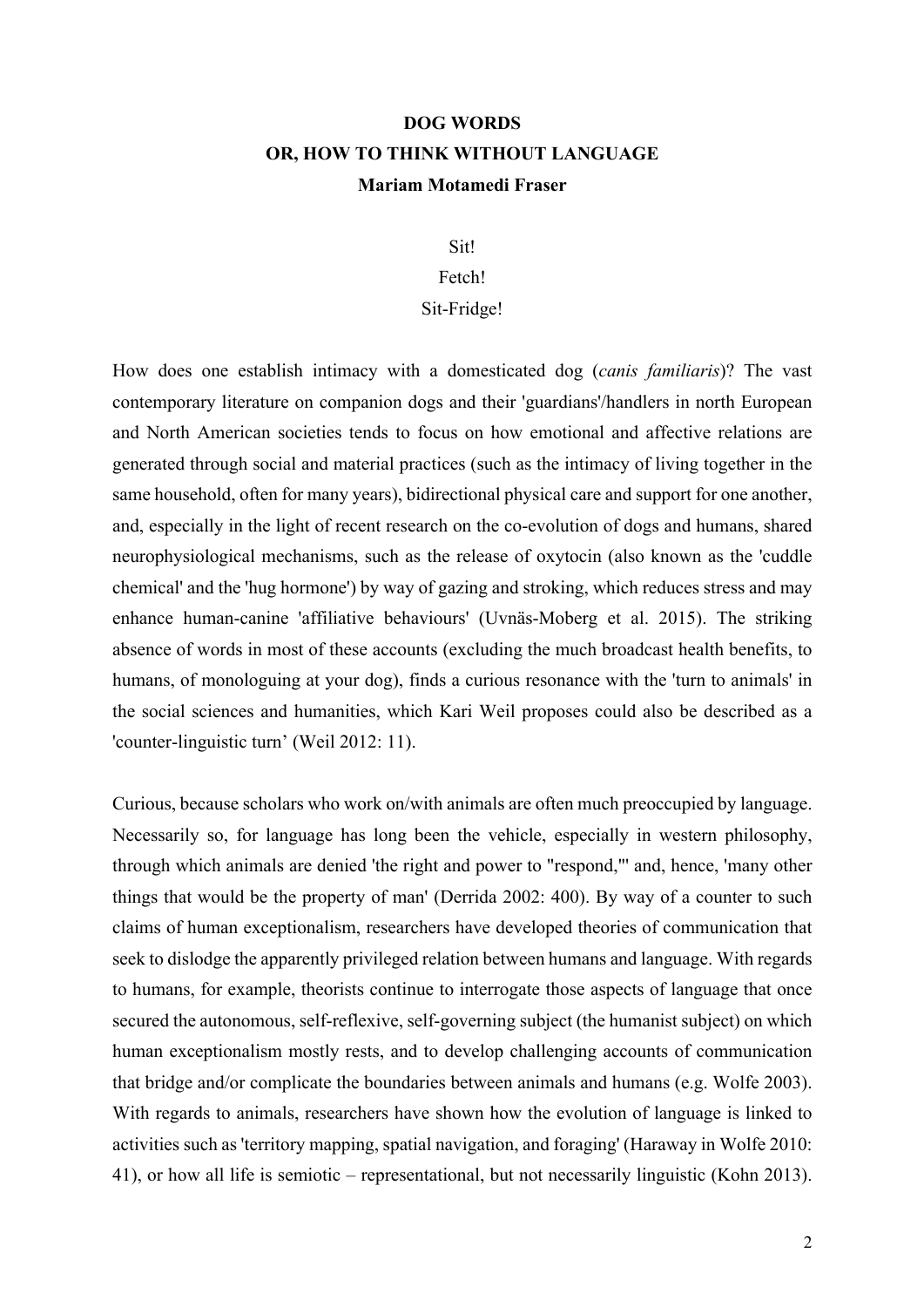**DOG WORDS**

**OR, HOW TO THINK WITHOUT LANGUAGE**

**Mariam Motamedi Fraser**

Sit!

Fetch!

Sit-Fridge!

How does one establish intimacy with a domesticated dog (*canis familiaris*)? The vast contemporary literature on companion dogs and their 'guardians'/handlers in north European and North American societies tends to focus on how emotional and affective relations are generated through social and material practices (such as the intimacy of living together in the same household, often for many years), bidirectional physical care and support for one another, and, especially in the light of recent research on the co-evolution of dogs and humans, shared neurophysiological mechanisms, such as the release of oxytocin (also known as the 'cuddle chemical' and the 'hug hormone') by way of gazing and stroking, which reduces stress and may enhance human-canine 'affiliative behaviours' (Uvnäs-Moberg et al. 2015). The striking absence of words in most of these accounts (excluding the much broadcast health benefits, to humans, of monologuing at your dog), finds a curious resonance with the 'turn to animals' in the social sciences and humanities, which Kari Weil proposes could also be described as a 'counter-linguistic turn' (Weil 2012: 11).

Curious, because scholars who work on/with animals are often much preoccupied by language. Necessarily so, for language has long been the vehicle, especially in western philosophy, through which animals are denied 'the right and power to "respond,"' and, hence, 'many other things that would be the property of man' (Derrida 2002: 400). By way of a counter to such claims of human exceptionalism, researchers have developed theories of communication that seek to dislodge the apparently privileged relation between humans and language. With regards to humans, for example, theorists continue to interrogate those aspects of language that once secured the autonomous, self-reflexive, self-governing subject (the humanist subject) on which human exceptionalism mostly rests, and to develop challenging accounts of communication that bridge and/or complicate the boundaries between animals and humans (e.g. Wolfe 2003). With regards to animals, researchers have shown how the evolution of language is linked to activities such as 'territory mapping, spatial navigation, and foraging' (Haraway in Wolfe 2010: 41), or how all life is semiotic – representational, but not necessarily linguistic (Kohn 2013).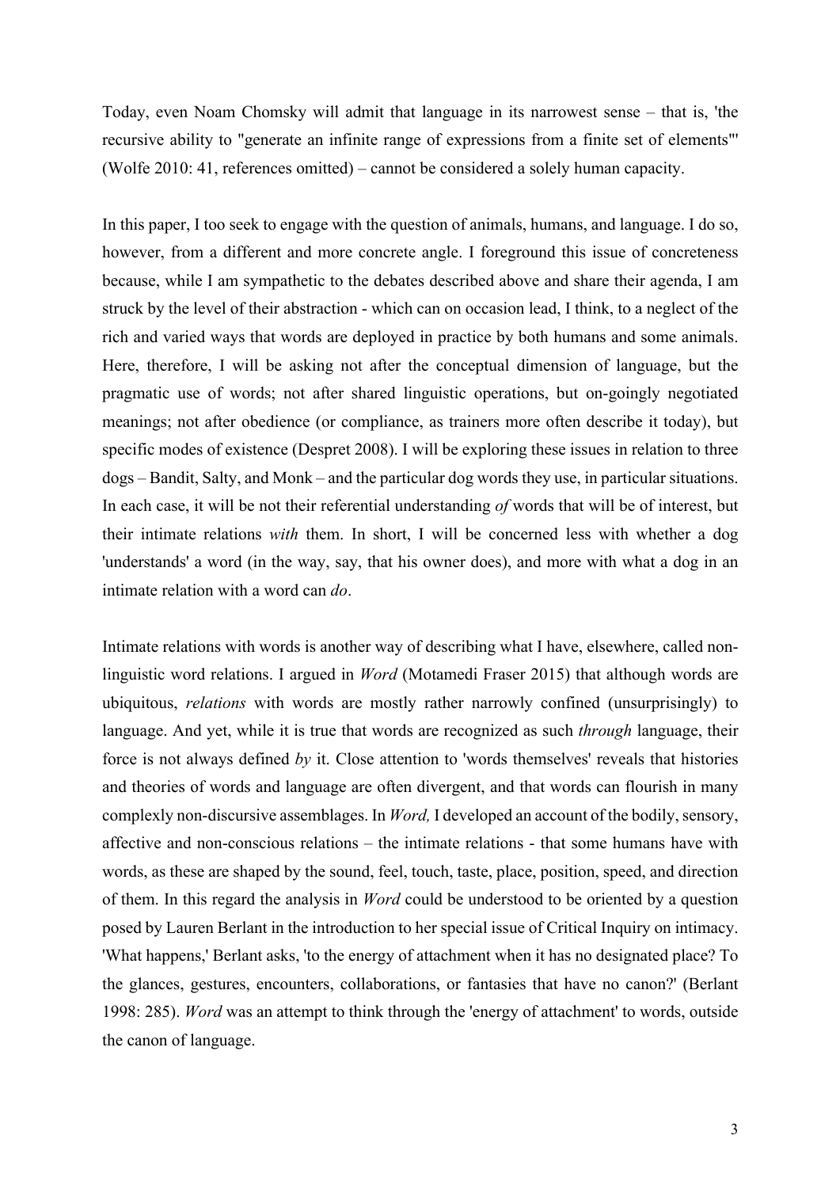Today, even Noam Chomsky will admit that language in its narrowest sense – that is, 'the recursive ability to "generate an infinite range of expressions from a finite set of elements"' (Wolfe 2010: 41, references omitted) – cannot be considered a solely human capacity.

In this paper, I too seek to engage with the question of animals, humans, and language. I do so, however, from a different and more concrete angle. I foreground this issue of concreteness because, while I am sympathetic to the debates described above and share their agenda, I am struck by the level of their abstraction - which can on occasion lead, I think, to a neglect of the rich and varied ways that words are deployed in practice by both humans and some animals. Here, therefore, I will be asking not after the conceptual dimension of language, but the pragmatic use of words; not after shared linguistic operations, but on-goingly negotiated meanings; not after obedience (or compliance, as trainers more often describe it today), but specific modes of existence (Despret 2008). I will be exploring these issues in relation to three dogs – Bandit, Salty, and Monk – and the particular dog words they use, in particular situations. In each case, it will be not their referential understanding *of* words that will be of interest, but their intimate relations *with* them. In short, I will be concerned less with whether a dog 'understands' a word (in the way, say, that his owner does), and more with what a dog in an intimate relation with a word can *do*.

Intimate relations with words is another way of describing what I have, elsewhere, called non-linguistic word relations. I argued in *Word* (Motamedi Fraser 2015) that although words are ubiquitous, *relations* with words are mostly rather narrowly confined (unsurprisingly) to language. And yet, while it is true that words are recognized as such *through* language, their force is not always defined *by* it. Close attention to 'words themselves' reveals that histories and theories of words and language are often divergent, and that words can flourish in many complexly non-discursive assemblages. In *Word,* I developed an account of the bodily, sensory, affective and non-conscious relations – the intimate relations - that some humans have with words, as these are shaped by the sound, feel, touch, taste, place, position, speed, and direction of them. In this regard the analysis in *Word* could be understood to be oriented by a question posed by Lauren Berlant in the introduction to her special issue of Critical Inquiry on intimacy. 'What happens,' Berlant asks, 'to the energy of attachment when it has no designated place? To the glances, gestures, encounters, collaborations, or fantasies that have no canon?' (Berlant 1998: 285). *Word* was an attempt to think through the 'energy of attachment' to words, outside the canon of language.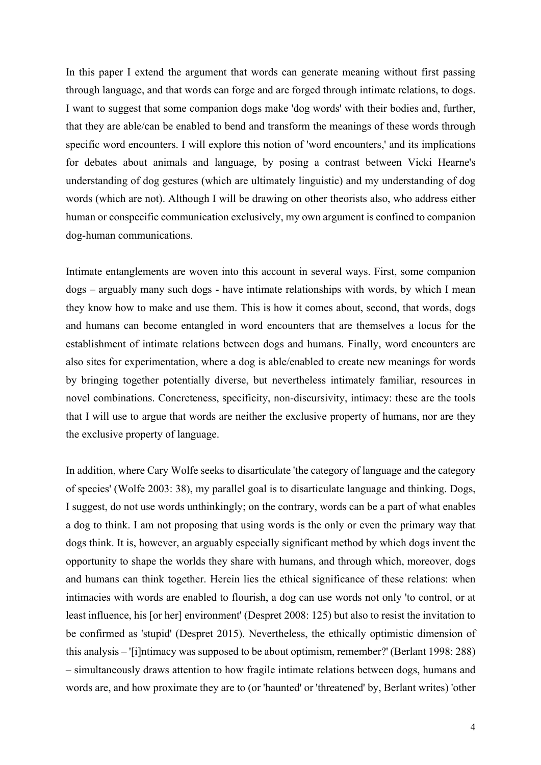In this paper I extend the argument that words can generate meaning without first passing through language, and that words can forge and are forged through intimate relations, to dogs. I want to suggest that some companion dogs make 'dog words' with their bodies and, further, that they are able/can be enabled to bend and transform the meanings of these words through specific word encounters. I will explore this notion of 'word encounters,' and its implications for debates about animals and language, by posing a contrast between Vicki Hearne's understanding of dog gestures (which are ultimately linguistic) and my understanding of dog words (which are not). Although I will be drawing on other theorists also, who address either human or conspecific communication exclusively, my own argument is confined to companion dog-human communications.

Intimate entanglements are woven into this account in several ways. First, some companion dogs – arguably many such dogs - have intimate relationships with words, by which I mean they know how to make and use them. This is how it comes about, second, that words, dogs and humans can become entangled in word encounters that are themselves a locus for the establishment of intimate relations between dogs and humans. Finally, word encounters are also sites for experimentation, where a dog is able/enabled to create new meanings for words by bringing together potentially diverse, but nevertheless intimately familiar, resources in novel combinations. Concreteness, specificity, non-discursivity, intimacy: these are the tools that I will use to argue that words are neither the exclusive property of humans, nor are they the exclusive property of language.

In addition, where Cary Wolfe seeks to disarticulate 'the category of language and the category of species' (Wolfe 2003: 38), my parallel goal is to disarticulate language and thinking. Dogs, I suggest, do not use words unthinkingly; on the contrary, words can be a part of what enables a dog to think. I am not proposing that using words is the only or even the primary way that dogs think. It is, however, an arguably especially significant method by which dogs invent the opportunity to shape the worlds they share with humans, and through which, moreover, dogs and humans can think together. Herein lies the ethical significance of these relations: when intimacies with words are enabled to flourish, a dog can use words not only 'to control, or at least influence, his [or her] environment' (Despret 2008: 125) but also to resist the invitation to be confirmed as 'stupid' (Despret 2015). Nevertheless, the ethically optimistic dimension of this analysis – '[i]ntimacy was supposed to be about optimism, remember?' (Berlant 1998: 288) – simultaneously draws attention to how fragile intimate relations between dogs, humans and words are, and how proximate they are to (or 'haunted' or 'threatened' by, Berlant writes) 'other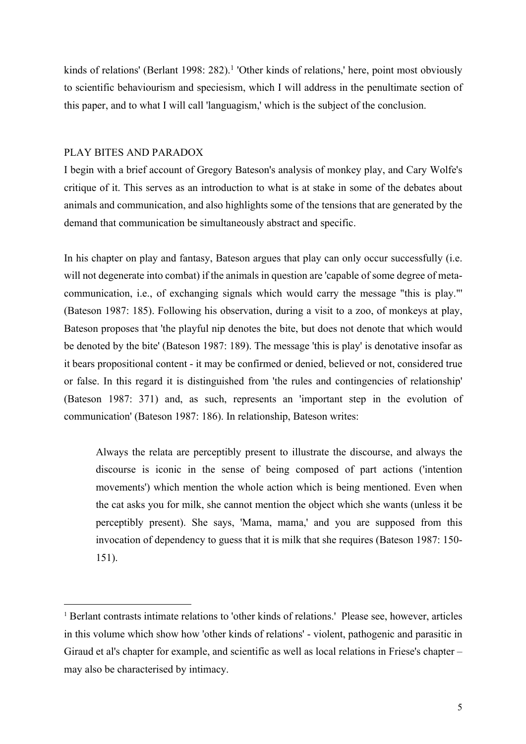kinds of relations' (Berlant 1998: 282).[1] 'Other kinds of relations,' here, point most obviously to scientific behaviourism and speciesism, which I will address in the penultimate section of this paper, and to what I will call 'languagism,' which is the subject of the conclusion.

## PLAY BITES AND PARADOX

I begin with a brief account of Gregory Bateson's analysis of monkey play, and Cary Wolfe's critique of it. This serves as an introduction to what is at stake in some of the debates about animals and communication, and also highlights some of the tensions that are generated by the demand that communication be simultaneously abstract and specific.

In his chapter on play and fantasy, Bateson argues that play can only occur successfully (i.e. will not degenerate into combat) if the animals in question are 'capable of some degree of meta-communication, i.e., of exchanging signals which would carry the message "this is play."' (Bateson 1987: 185). Following his observation, during a visit to a zoo, of monkeys at play, Bateson proposes that 'the playful nip denotes the bite, but does not denote that which would be denoted by the bite' (Bateson 1987: 189). The message 'this is play' is denotative insofar as it bears propositional content - it may be confirmed or denied, believed or not, considered true or false. In this regard it is distinguished from 'the rules and contingencies of relationship' (Bateson 1987: 371) and, as such, represents an 'important step in the evolution of communication' (Bateson 1987: 186). In relationship, Bateson writes:

> Always the relata are perceptibly present to illustrate the discourse, and always the discourse is iconic in the sense of being composed of part actions ('intention movements') which mention the whole action which is being mentioned. Even when the cat asks you for milk, she cannot mention the object which she wants (unless it be perceptibly present). She says, 'Mama, mama,' and you are supposed from this invocation of dependency to guess that it is milk that she requires (Bateson 1987: 150-151).

[1] Berlant contrasts intimate relations to 'other kinds of relations.' Please see, however, articles in this volume which show how 'other kinds of relations' - violent, pathogenic and parasitic in Giraud et al's chapter for example, and scientific as well as local relations in Friese's chapter – may also be characterised by intimacy.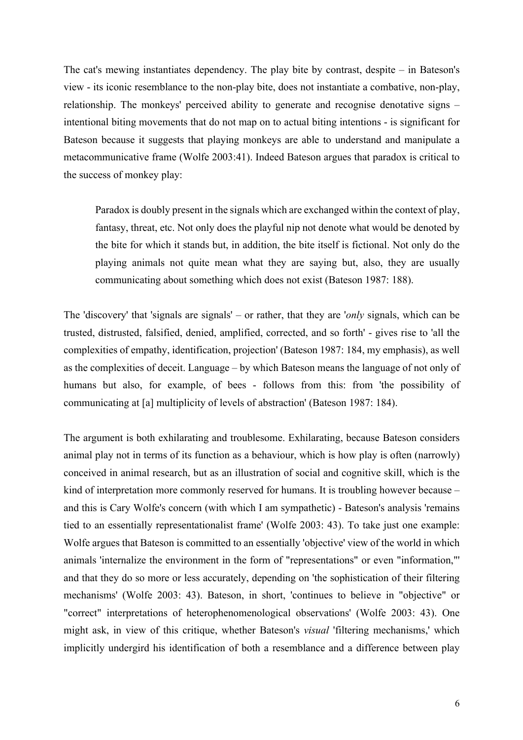The cat's mewing instantiates dependency. The play bite by contrast, despite – in Bateson's view - its iconic resemblance to the non-play bite, does not instantiate a combative, non-play, relationship. The monkeys' perceived ability to generate and recognise denotative signs – intentional biting movements that do not map on to actual biting intentions - is significant for Bateson because it suggests that playing monkeys are able to understand and manipulate a metacommunicative frame (Wolfe 2003:41). Indeed Bateson argues that paradox is critical to the success of monkey play:

> Paradox is doubly present in the signals which are exchanged within the context of play, fantasy, threat, etc. Not only does the playful nip not denote what would be denoted by the bite for which it stands but, in addition, the bite itself is fictional. Not only do the playing animals not quite mean what they are saying but, also, they are usually communicating about something which does not exist (Bateson 1987: 188).

The 'discovery' that 'signals are signals' – or rather, that they are '*only* signals, which can be trusted, distrusted, falsified, denied, amplified, corrected, and so forth' - gives rise to 'all the complexities of empathy, identification, projection' (Bateson 1987: 184, my emphasis), as well as the complexities of deceit. Language – by which Bateson means the language of not only of humans but also, for example, of bees - follows from this: from 'the possibility of communicating at [a] multiplicity of levels of abstraction' (Bateson 1987: 184).

The argument is both exhilarating and troublesome. Exhilarating, because Bateson considers animal play not in terms of its function as a behaviour, which is how play is often (narrowly) conceived in animal research, but as an illustration of social and cognitive skill, which is the kind of interpretation more commonly reserved for humans. It is troubling however because – and this is Cary Wolfe's concern (with which I am sympathetic) - Bateson's analysis 'remains tied to an essentially representationalist frame' (Wolfe 2003: 43). To take just one example: Wolfe argues that Bateson is committed to an essentially 'objective' view of the world in which animals 'internalize the environment in the form of "representations" or even "information,"' and that they do so more or less accurately, depending on 'the sophistication of their filtering mechanisms' (Wolfe 2003: 43). Bateson, in short, 'continues to believe in "objective" or "correct" interpretations of heterophenomenological observations' (Wolfe 2003: 43). One might ask, in view of this critique, whether Bateson's *visual* 'filtering mechanisms,' which implicitly undergird his identification of both a resemblance and a difference between play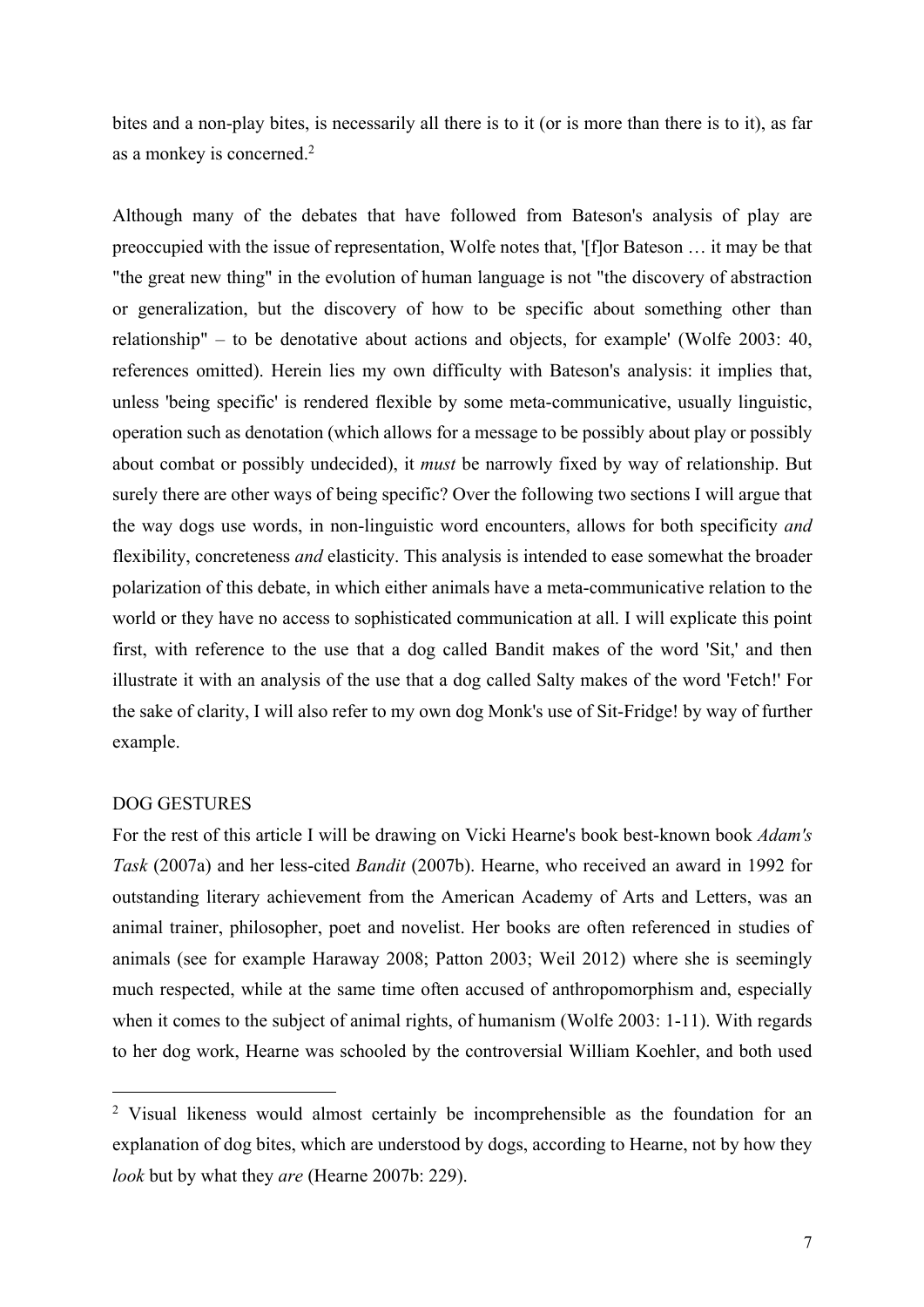bites and a non-play bites, is necessarily all there is to it (or is more than there is to it), as far as a monkey is concerned.[2]

Although many of the debates that have followed from Bateson's analysis of play are preoccupied with the issue of representation, Wolfe notes that, '[f]or Bateson … it may be that "the great new thing" in the evolution of human language is not "the discovery of abstraction or generalization, but the discovery of how to be specific about something other than relationship" – to be denotative about actions and objects, for example' (Wolfe 2003: 40, references omitted). Herein lies my own difficulty with Bateson's analysis: it implies that, unless 'being specific' is rendered flexible by some meta-communicative, usually linguistic, operation such as denotation (which allows for a message to be possibly about play or possibly about combat or possibly undecided), it *must* be narrowly fixed by way of relationship. But surely there are other ways of being specific? Over the following two sections I will argue that the way dogs use words, in non-linguistic word encounters, allows for both specificity *and* flexibility, concreteness *and* elasticity. This analysis is intended to ease somewhat the broader polarization of this debate, in which either animals have a meta-communicative relation to the world or they have no access to sophisticated communication at all. I will explicate this point first, with reference to the use that a dog called Bandit makes of the word 'Sit,' and then illustrate it with an analysis of the use that a dog called Salty makes of the word 'Fetch!' For the sake of clarity, I will also refer to my own dog Monk's use of Sit-Fridge! by way of further example.

## DOG GESTURES

For the rest of this article I will be drawing on Vicki Hearne's book best-known book *Adam's Task* (2007a) and her less-cited *Bandit* (2007b). Hearne, who received an award in 1992 for outstanding literary achievement from the American Academy of Arts and Letters, was an animal trainer, philosopher, poet and novelist. Her books are often referenced in studies of animals (see for example Haraway 2008; Patton 2003; Weil 2012) where she is seemingly much respected, while at the same time often accused of anthropomorphism and, especially when it comes to the subject of animal rights, of humanism (Wolfe 2003: 1-11). With regards to her dog work, Hearne was schooled by the controversial William Koehler, and both used

---

[2] Visual likeness would almost certainly be incomprehensible as the foundation for an explanation of dog bites, which are understood by dogs, according to Hearne, not by how they *look* but by what they *are* (Hearne 2007b: 229).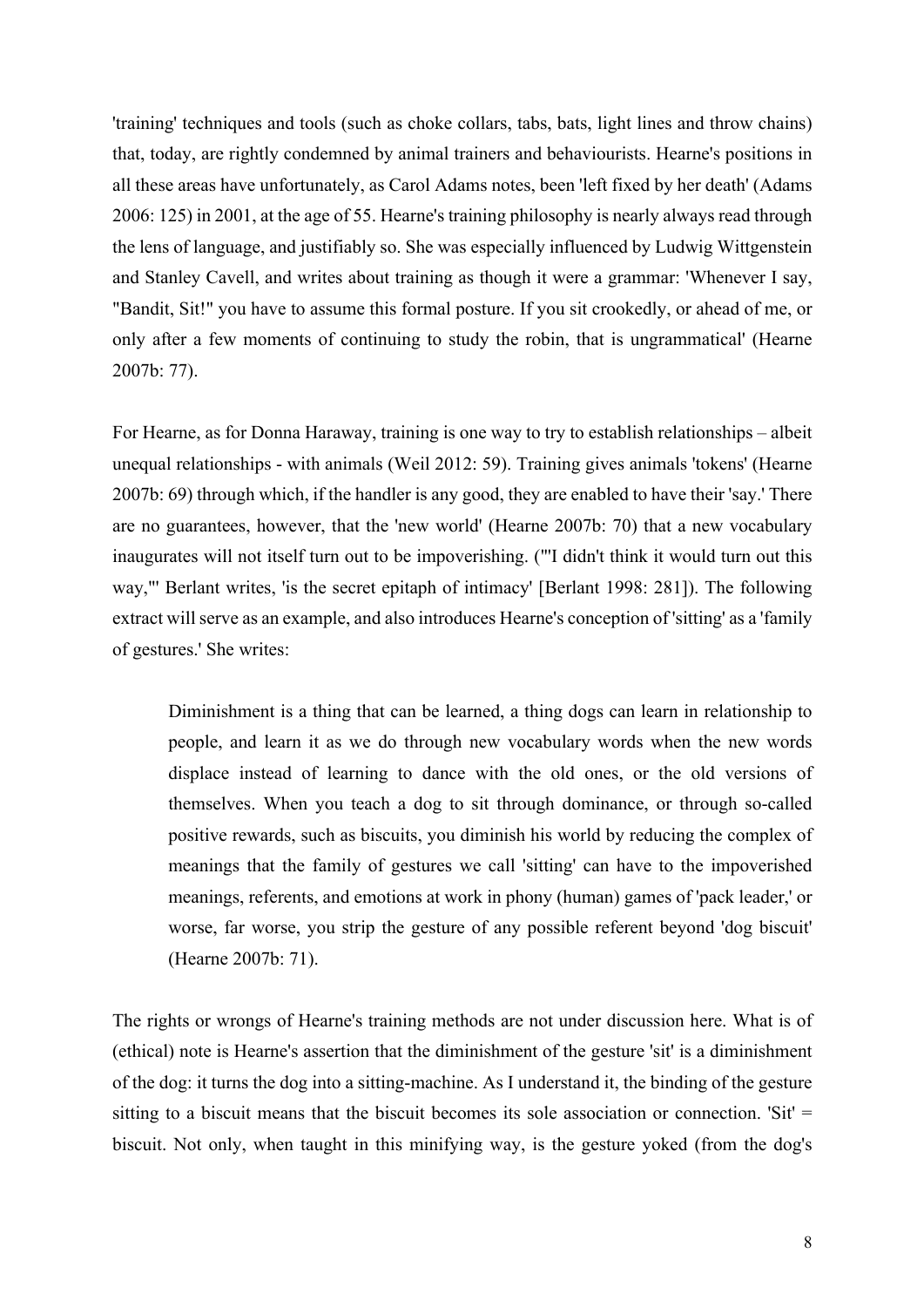'training' techniques and tools (such as choke collars, tabs, bats, light lines and throw chains) that, today, are rightly condemned by animal trainers and behaviourists. Hearne's positions in all these areas have unfortunately, as Carol Adams notes, been 'left fixed by her death' (Adams 2006: 125) in 2001, at the age of 55. Hearne's training philosophy is nearly always read through the lens of language, and justifiably so. She was especially influenced by Ludwig Wittgenstein and Stanley Cavell, and writes about training as though it were a grammar: 'Whenever I say, "Bandit, Sit!" you have to assume this formal posture. If you sit crookedly, or ahead of me, or only after a few moments of continuing to study the robin, that is ungrammatical' (Hearne 2007b: 77).

For Hearne, as for Donna Haraway, training is one way to try to establish relationships – albeit unequal relationships - with animals (Weil 2012: 59). Training gives animals 'tokens' (Hearne 2007b: 69) through which, if the handler is any good, they are enabled to have their 'say.' There are no guarantees, however, that the 'new world' (Hearne 2007b: 70) that a new vocabulary inaugurates will not itself turn out to be impoverishing. ('"I didn't think it would turn out this way,"' Berlant writes, 'is the secret epitaph of intimacy' [Berlant 1998: 281]). The following extract will serve as an example, and also introduces Hearne's conception of 'sitting' as a 'family of gestures.' She writes:

> Diminishment is a thing that can be learned, a thing dogs can learn in relationship to people, and learn it as we do through new vocabulary words when the new words displace instead of learning to dance with the old ones, or the old versions of themselves. When you teach a dog to sit through dominance, or through so-called positive rewards, such as biscuits, you diminish his world by reducing the complex of meanings that the family of gestures we call 'sitting' can have to the impoverished meanings, referents, and emotions at work in phony (human) games of 'pack leader,' or worse, far worse, you strip the gesture of any possible referent beyond 'dog biscuit' (Hearne 2007b: 71).

The rights or wrongs of Hearne's training methods are not under discussion here. What is of (ethical) note is Hearne's assertion that the diminishment of the gesture 'sit' is a diminishment of the dog: it turns the dog into a sitting-machine. As I understand it, the binding of the gesture sitting to a biscuit means that the biscuit becomes its sole association or connection. 'Sit' = biscuit. Not only, when taught in this minifying way, is the gesture yoked (from the dog's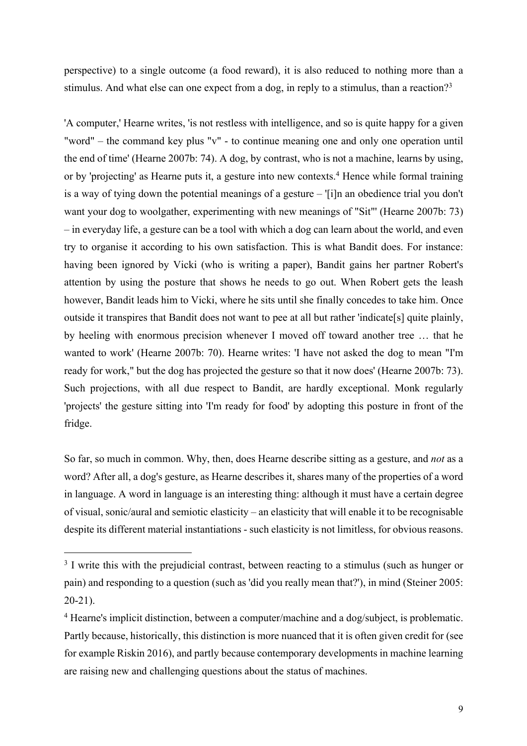perspective) to a single outcome (a food reward), it is also reduced to nothing more than a stimulus. And what else can one expect from a dog, in reply to a stimulus, than a reaction?[3]

'A computer,' Hearne writes, 'is not restless with intelligence, and so is quite happy for a given "word" – the command key plus "v" - to continue meaning one and only one operation until the end of time' (Hearne 2007b: 74). A dog, by contrast, who is not a machine, learns by using, or by 'projecting' as Hearne puts it, a gesture into new contexts.[4] Hence while formal training is a way of tying down the potential meanings of a gesture – '[i]n an obedience trial you don't want your dog to woolgather, experimenting with new meanings of "Sit"' (Hearne 2007b: 73) – in everyday life, a gesture can be a tool with which a dog can learn about the world, and even try to organise it according to his own satisfaction. This is what Bandit does. For instance: having been ignored by Vicki (who is writing a paper), Bandit gains her partner Robert's attention by using the posture that shows he needs to go out. When Robert gets the leash however, Bandit leads him to Vicki, where he sits until she finally concedes to take him. Once outside it transpires that Bandit does not want to pee at all but rather 'indicate[s] quite plainly, by heeling with enormous precision whenever I moved off toward another tree … that he wanted to work' (Hearne 2007b: 70). Hearne writes: 'I have not asked the dog to mean "I'm ready for work," but the dog has projected the gesture so that it now does' (Hearne 2007b: 73). Such projections, with all due respect to Bandit, are hardly exceptional. Monk regularly 'projects' the gesture sitting into 'I'm ready for food' by adopting this posture in front of the fridge.

So far, so much in common. Why, then, does Hearne describe sitting as a gesture, and *not* as a word? After all, a dog's gesture, as Hearne describes it, shares many of the properties of a word in language. A word in language is an interesting thing: although it must have a certain degree of visual, sonic/aural and semiotic elasticity – an elasticity that will enable it to be recognisable despite its different material instantiations - such elasticity is not limitless, for obvious reasons.

---

[3] I write this with the prejudicial contrast, between reacting to a stimulus (such as hunger or pain) and responding to a question (such as 'did you really mean that?'), in mind (Steiner 2005: 20-21).

[4] Hearne's implicit distinction, between a computer/machine and a dog/subject, is problematic. Partly because, historically, this distinction is more nuanced that it is often given credit for (see for example Riskin 2016), and partly because contemporary developments in machine learning are raising new and challenging questions about the status of machines.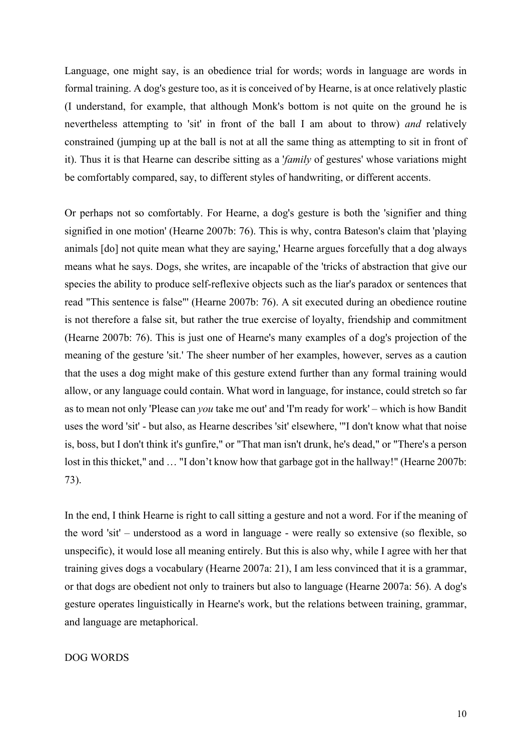Language, one might say, is an obedience trial for words; words in language are words in formal training. A dog's gesture too, as it is conceived of by Hearne, is at once relatively plastic (I understand, for example, that although Monk's bottom is not quite on the ground he is nevertheless attempting to 'sit' in front of the ball I am about to throw) *and* relatively constrained (jumping up at the ball is not at all the same thing as attempting to sit in front of it). Thus it is that Hearne can describe sitting as a '*family* of gestures' whose variations might be comfortably compared, say, to different styles of handwriting, or different accents.

Or perhaps not so comfortably. For Hearne, a dog's gesture is both the 'signifier and thing signified in one motion' (Hearne 2007b: 76). This is why, contra Bateson's claim that 'playing animals [do] not quite mean what they are saying,' Hearne argues forcefully that a dog always means what he says. Dogs, she writes, are incapable of the 'tricks of abstraction that give our species the ability to produce self-reflexive objects such as the liar's paradox or sentences that read "This sentence is false"' (Hearne 2007b: 76). A sit executed during an obedience routine is not therefore a false sit, but rather the true exercise of loyalty, friendship and commitment (Hearne 2007b: 76). This is just one of Hearne's many examples of a dog's projection of the meaning of the gesture 'sit.' The sheer number of her examples, however, serves as a caution that the uses a dog might make of this gesture extend further than any formal training would allow, or any language could contain. What word in language, for instance, could stretch so far as to mean not only 'Please can *you* take me out' and 'I'm ready for work' – which is how Bandit uses the word 'sit' - but also, as Hearne describes 'sit' elsewhere, '"I don't know what that noise is, boss, but I don't think it's gunfire," or "That man isn't drunk, he's dead," or "There's a person lost in this thicket," and … "I don't know how that garbage got in the hallway!" (Hearne 2007b: 73).

In the end, I think Hearne is right to call sitting a gesture and not a word. For if the meaning of the word 'sit' – understood as a word in language - were really so extensive (so flexible, so unspecific), it would lose all meaning entirely. But this is also why, while I agree with her that training gives dogs a vocabulary (Hearne 2007a: 21), I am less convinced that it is a grammar, or that dogs are obedient not only to trainers but also to language (Hearne 2007a: 56). A dog's gesture operates linguistically in Hearne's work, but the relations between training, grammar, and language are metaphorical.

## DOG WORDS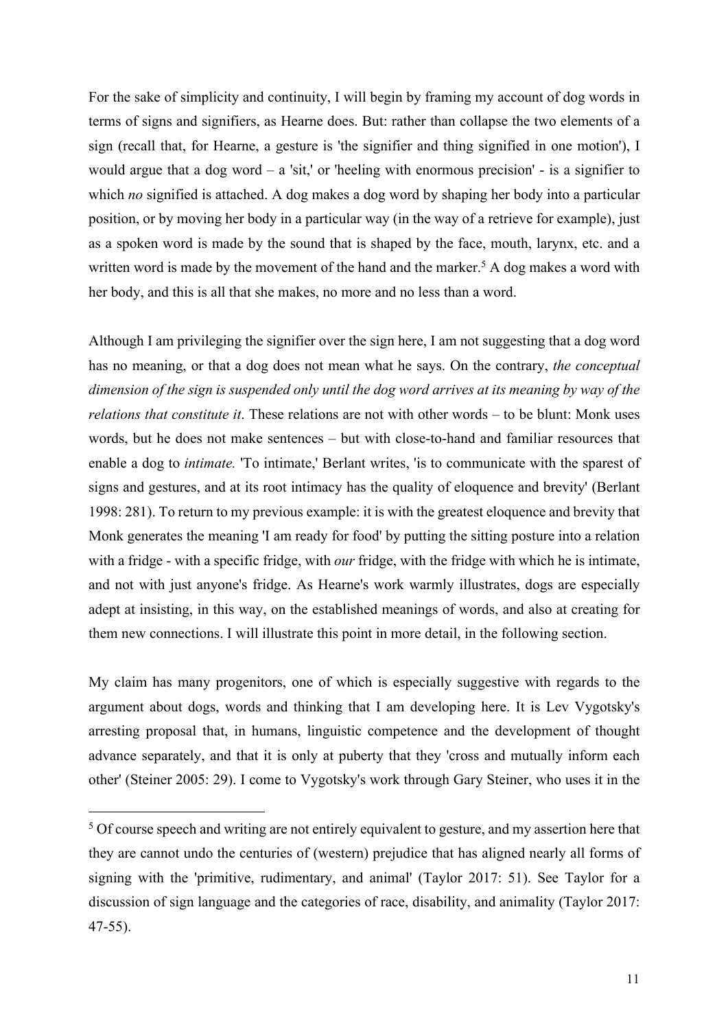For the sake of simplicity and continuity, I will begin by framing my account of dog words in terms of signs and signifiers, as Hearne does. But: rather than collapse the two elements of a sign (recall that, for Hearne, a gesture is 'the signifier and thing signified in one motion'), I would argue that a dog word – a 'sit,' or 'heeling with enormous precision' - is a signifier to which *no* signified is attached. A dog makes a dog word by shaping her body into a particular position, or by moving her body in a particular way (in the way of a retrieve for example), just as a spoken word is made by the sound that is shaped by the face, mouth, larynx, etc. and a written word is made by the movement of the hand and the marker.[5] A dog makes a word with her body, and this is all that she makes, no more and no less than a word.

Although I am privileging the signifier over the sign here, I am not suggesting that a dog word has no meaning, or that a dog does not mean what he says. On the contrary, *the conceptual dimension of the sign is suspended only until the dog word arrives at its meaning by way of the relations that constitute it*. These relations are not with other words – to be blunt: Monk uses words, but he does not make sentences – but with close-to-hand and familiar resources that enable a dog to *intimate.* 'To intimate,' Berlant writes, 'is to communicate with the sparest of signs and gestures, and at its root intimacy has the quality of eloquence and brevity' (Berlant 1998: 281). To return to my previous example: it is with the greatest eloquence and brevity that Monk generates the meaning 'I am ready for food' by putting the sitting posture into a relation with a fridge - with a specific fridge, with *our* fridge, with the fridge with which he is intimate, and not with just anyone's fridge. As Hearne's work warmly illustrates, dogs are especially adept at insisting, in this way, on the established meanings of words, and also at creating for them new connections. I will illustrate this point in more detail, in the following section.

My claim has many progenitors, one of which is especially suggestive with regards to the argument about dogs, words and thinking that I am developing here. It is Lev Vygotsky's arresting proposal that, in humans, linguistic competence and the development of thought advance separately, and that it is only at puberty that they 'cross and mutually inform each other' (Steiner 2005: 29). I come to Vygotsky's work through Gary Steiner, who uses it in the

---

[5] Of course speech and writing are not entirely equivalent to gesture, and my assertion here that they are cannot undo the centuries of (western) prejudice that has aligned nearly all forms of signing with the 'primitive, rudimentary, and animal' (Taylor 2017: 51). See Taylor for a discussion of sign language and the categories of race, disability, and animality (Taylor 2017: 47-55).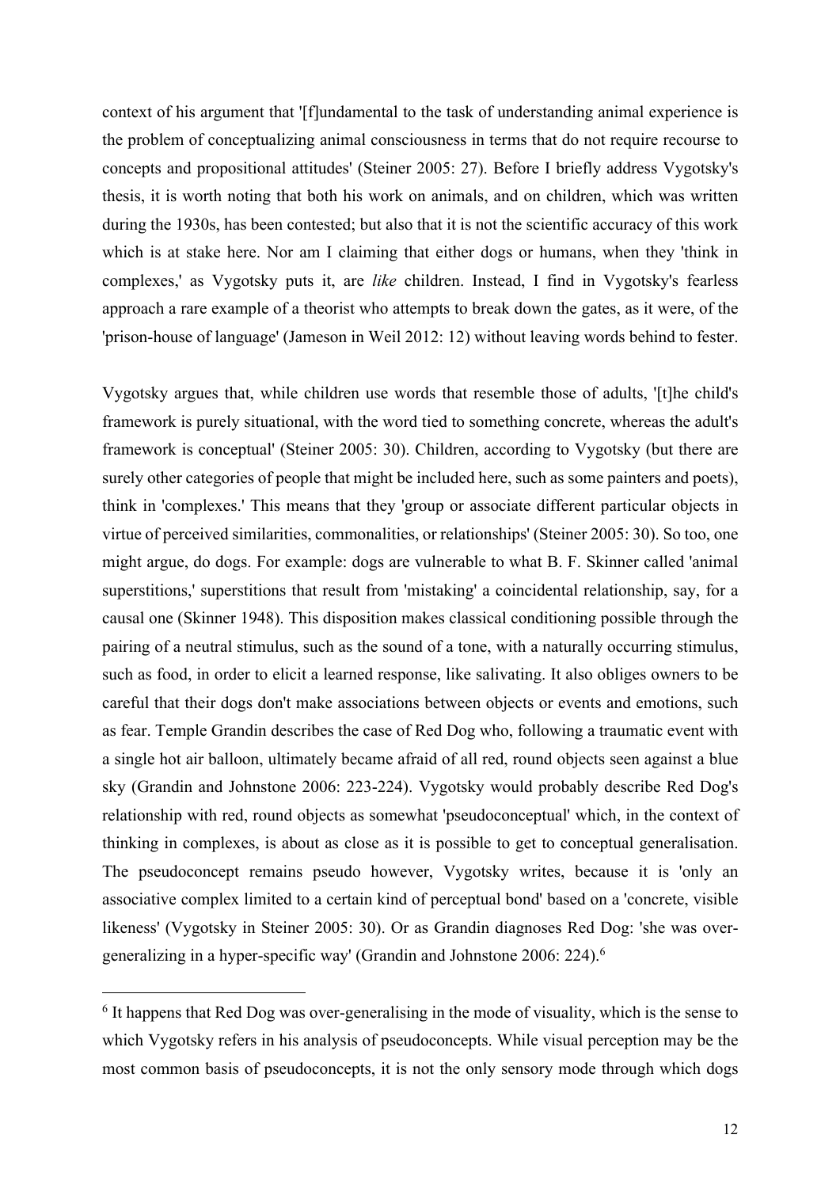context of his argument that '[f]undamental to the task of understanding animal experience is the problem of conceptualizing animal consciousness in terms that do not require recourse to concepts and propositional attitudes' (Steiner 2005: 27). Before I briefly address Vygotsky's thesis, it is worth noting that both his work on animals, and on children, which was written during the 1930s, has been contested; but also that it is not the scientific accuracy of this work which is at stake here. Nor am I claiming that either dogs or humans, when they 'think in complexes,' as Vygotsky puts it, are *like* children. Instead, I find in Vygotsky's fearless approach a rare example of a theorist who attempts to break down the gates, as it were, of the 'prison-house of language' (Jameson in Weil 2012: 12) without leaving words behind to fester.

Vygotsky argues that, while children use words that resemble those of adults, '[t]he child's framework is purely situational, with the word tied to something concrete, whereas the adult's framework is conceptual' (Steiner 2005: 30). Children, according to Vygotsky (but there are surely other categories of people that might be included here, such as some painters and poets), think in 'complexes.' This means that they 'group or associate different particular objects in virtue of perceived similarities, commonalities, or relationships' (Steiner 2005: 30). So too, one might argue, do dogs. For example: dogs are vulnerable to what B. F. Skinner called 'animal superstitions,' superstitions that result from 'mistaking' a coincidental relationship, say, for a causal one (Skinner 1948). This disposition makes classical conditioning possible through the pairing of a neutral stimulus, such as the sound of a tone, with a naturally occurring stimulus, such as food, in order to elicit a learned response, like salivating. It also obliges owners to be careful that their dogs don't make associations between objects or events and emotions, such as fear. Temple Grandin describes the case of Red Dog who, following a traumatic event with a single hot air balloon, ultimately became afraid of all red, round objects seen against a blue sky (Grandin and Johnstone 2006: 223-224). Vygotsky would probably describe Red Dog's relationship with red, round objects as somewhat 'pseudoconceptual' which, in the context of thinking in complexes, is about as close as it is possible to get to conceptual generalisation. The pseudoconcept remains pseudo however, Vygotsky writes, because it is 'only an associative complex limited to a certain kind of perceptual bond' based on a 'concrete, visible likeness' (Vygotsky in Steiner 2005: 30). Or as Grandin diagnoses Red Dog: 'she was over-generalizing in a hyper-specific way' (Grandin and Johnstone 2006: 224).[6]

---

[6] It happens that Red Dog was over-generalising in the mode of visuality, which is the sense to which Vygotsky refers in his analysis of pseudoconcepts. While visual perception may be the most common basis of pseudoconcepts, it is not the only sensory mode through which dogs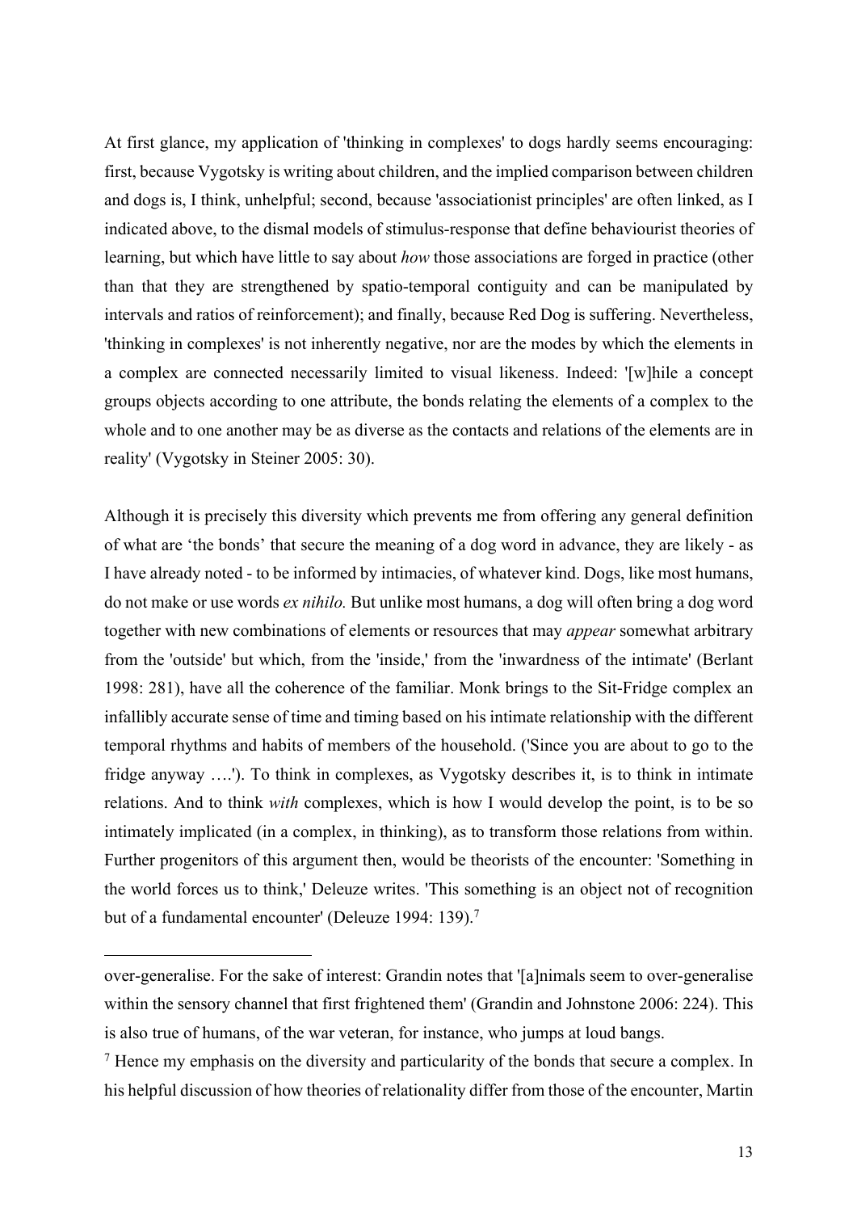At first glance, my application of 'thinking in complexes' to dogs hardly seems encouraging: first, because Vygotsky is writing about children, and the implied comparison between children and dogs is, I think, unhelpful; second, because 'associationist principles' are often linked, as I indicated above, to the dismal models of stimulus-response that define behaviourist theories of learning, but which have little to say about *how* those associations are forged in practice (other than that they are strengthened by spatio-temporal contiguity and can be manipulated by intervals and ratios of reinforcement); and finally, because Red Dog is suffering. Nevertheless, 'thinking in complexes' is not inherently negative, nor are the modes by which the elements in a complex are connected necessarily limited to visual likeness. Indeed: '[w]hile a concept groups objects according to one attribute, the bonds relating the elements of a complex to the whole and to one another may be as diverse as the contacts and relations of the elements are in reality' (Vygotsky in Steiner 2005: 30).

Although it is precisely this diversity which prevents me from offering any general definition of what are 'the bonds' that secure the meaning of a dog word in advance, they are likely - as I have already noted - to be informed by intimacies, of whatever kind. Dogs, like most humans, do not make or use words *ex nihilo.* But unlike most humans, a dog will often bring a dog word together with new combinations of elements or resources that may *appear* somewhat arbitrary from the 'outside' but which, from the 'inside,' from the 'inwardness of the intimate' (Berlant 1998: 281), have all the coherence of the familiar. Monk brings to the Sit-Fridge complex an infallibly accurate sense of time and timing based on his intimate relationship with the different temporal rhythms and habits of members of the household. ('Since you are about to go to the fridge anyway ….'). To think in complexes, as Vygotsky describes it, is to think in intimate relations. And to think *with* complexes, which is how I would develop the point, is to be so intimately implicated (in a complex, in thinking), as to transform those relations from within. Further progenitors of this argument then, would be theorists of the encounter: 'Something in the world forces us to think,' Deleuze writes. 'This something is an object not of recognition but of a fundamental encounter' (Deleuze 1994: 139).[7]

---

over-generalise. For the sake of interest: Grandin notes that '[a]nimals seem to over-generalise within the sensory channel that first frightened them' (Grandin and Johnstone 2006: 224). This is also true of humans, of the war veteran, for instance, who jumps at loud bangs.

[7] Hence my emphasis on the diversity and particularity of the bonds that secure a complex. In his helpful discussion of how theories of relationality differ from those of the encounter, Martin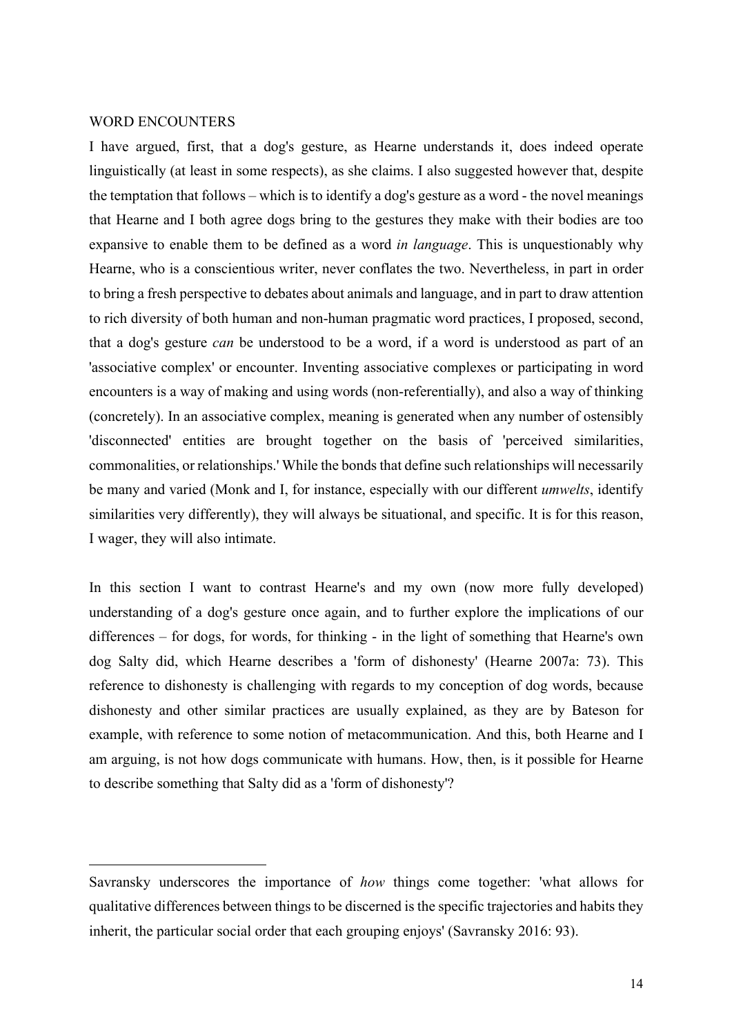WORD ENCOUNTERS

I have argued, first, that a dog's gesture, as Hearne understands it, does indeed operate linguistically (at least in some respects), as she claims. I also suggested however that, despite the temptation that follows – which is to identify a dog's gesture as a word - the novel meanings that Hearne and I both agree dogs bring to the gestures they make with their bodies are too expansive to enable them to be defined as a word *in language*. This is unquestionably why Hearne, who is a conscientious writer, never conflates the two. Nevertheless, in part in order to bring a fresh perspective to debates about animals and language, and in part to draw attention to rich diversity of both human and non-human pragmatic word practices, I proposed, second, that a dog's gesture *can* be understood to be a word, if a word is understood as part of an 'associative complex' or encounter. Inventing associative complexes or participating in word encounters is a way of making and using words (non-referentially), and also a way of thinking (concretely). In an associative complex, meaning is generated when any number of ostensibly 'disconnected' entities are brought together on the basis of 'perceived similarities, commonalities, or relationships.' While the bonds that define such relationships will necessarily be many and varied (Monk and I, for instance, especially with our different *umwelts*, identify similarities very differently), they will always be situational, and specific. It is for this reason, I wager, they will also intimate.

In this section I want to contrast Hearne's and my own (now more fully developed) understanding of a dog's gesture once again, and to further explore the implications of our differences – for dogs, for words, for thinking - in the light of something that Hearne's own dog Salty did, which Hearne describes a 'form of dishonesty' (Hearne 2007a: 73). This reference to dishonesty is challenging with regards to my conception of dog words, because dishonesty and other similar practices are usually explained, as they are by Bateson for example, with reference to some notion of metacommunication. And this, both Hearne and I am arguing, is not how dogs communicate with humans. How, then, is it possible for Hearne to describe something that Salty did as a 'form of dishonesty'?

---

Savransky underscores the importance of *how* things come together: 'what allows for qualitative differences between things to be discerned is the specific trajectories and habits they inherit, the particular social order that each grouping enjoys' (Savransky 2016: 93).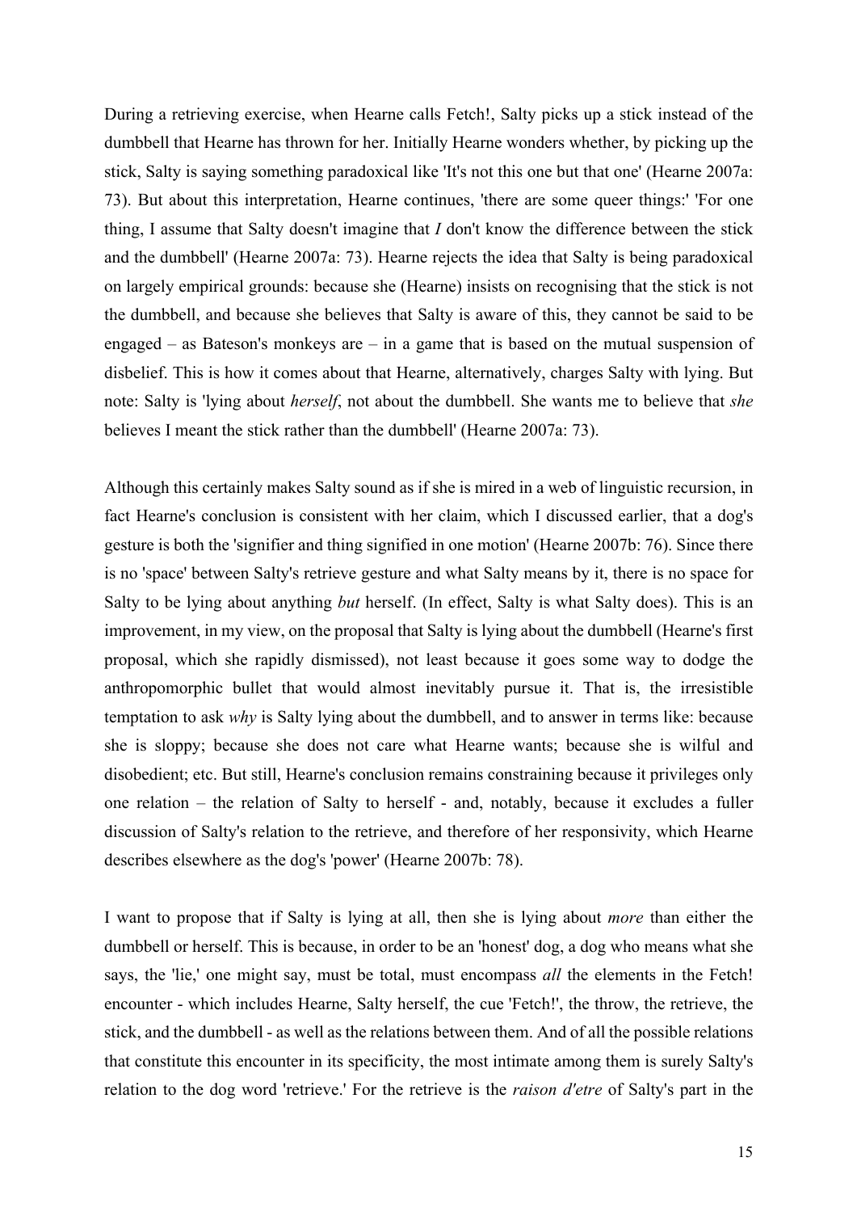During a retrieving exercise, when Hearne calls Fetch!, Salty picks up a stick instead of the dumbbell that Hearne has thrown for her. Initially Hearne wonders whether, by picking up the stick, Salty is saying something paradoxical like 'It's not this one but that one' (Hearne 2007a: 73). But about this interpretation, Hearne continues, 'there are some queer things:' 'For one thing, I assume that Salty doesn't imagine that *I* don't know the difference between the stick and the dumbbell' (Hearne 2007a: 73). Hearne rejects the idea that Salty is being paradoxical on largely empirical grounds: because she (Hearne) insists on recognising that the stick is not the dumbbell, and because she believes that Salty is aware of this, they cannot be said to be engaged – as Bateson's monkeys are – in a game that is based on the mutual suspension of disbelief. This is how it comes about that Hearne, alternatively, charges Salty with lying. But note: Salty is 'lying about *herself*, not about the dumbbell. She wants me to believe that *she* believes I meant the stick rather than the dumbbell' (Hearne 2007a: 73).

Although this certainly makes Salty sound as if she is mired in a web of linguistic recursion, in fact Hearne's conclusion is consistent with her claim, which I discussed earlier, that a dog's gesture is both the 'signifier and thing signified in one motion' (Hearne 2007b: 76). Since there is no 'space' between Salty's retrieve gesture and what Salty means by it, there is no space for Salty to be lying about anything *but* herself. (In effect, Salty is what Salty does). This is an improvement, in my view, on the proposal that Salty is lying about the dumbbell (Hearne's first proposal, which she rapidly dismissed), not least because it goes some way to dodge the anthropomorphic bullet that would almost inevitably pursue it. That is, the irresistible temptation to ask *why* is Salty lying about the dumbbell, and to answer in terms like: because she is sloppy; because she does not care what Hearne wants; because she is wilful and disobedient; etc. But still, Hearne's conclusion remains constraining because it privileges only one relation – the relation of Salty to herself - and, notably, because it excludes a fuller discussion of Salty's relation to the retrieve, and therefore of her responsivity, which Hearne describes elsewhere as the dog's 'power' (Hearne 2007b: 78).

I want to propose that if Salty is lying at all, then she is lying about *more* than either the dumbbell or herself. This is because, in order to be an 'honest' dog, a dog who means what she says, the 'lie,' one might say, must be total, must encompass *all* the elements in the Fetch! encounter - which includes Hearne, Salty herself, the cue 'Fetch!', the throw, the retrieve, the stick, and the dumbbell - as well as the relations between them. And of all the possible relations that constitute this encounter in its specificity, the most intimate among them is surely Salty's relation to the dog word 'retrieve.' For the retrieve is the *raison d'etre* of Salty's part in the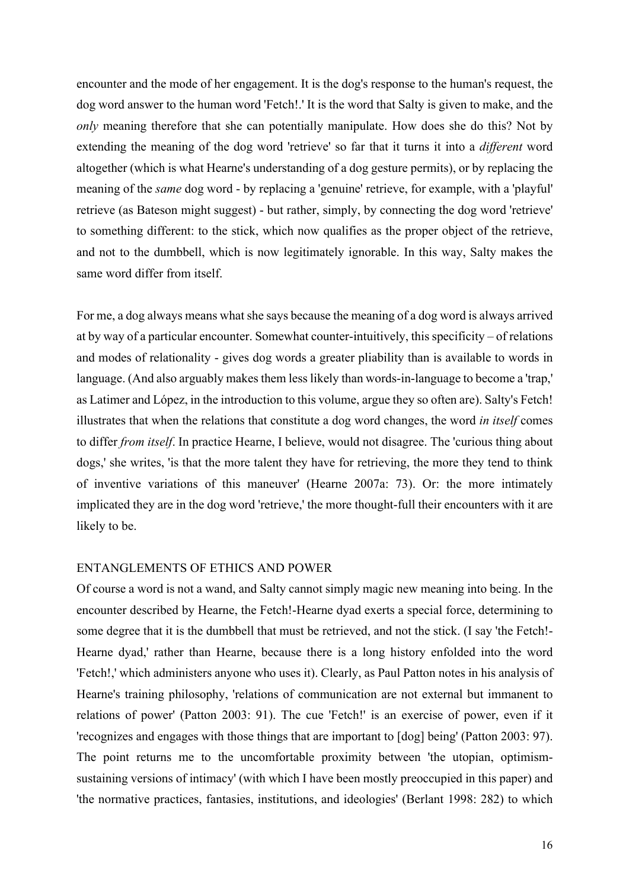encounter and the mode of her engagement. It is the dog's response to the human's request, the dog word answer to the human word 'Fetch!.' It is the word that Salty is given to make, and the *only* meaning therefore that she can potentially manipulate. How does she do this? Not by extending the meaning of the dog word 'retrieve' so far that it turns it into a *different* word altogether (which is what Hearne's understanding of a dog gesture permits), or by replacing the meaning of the *same* dog word - by replacing a 'genuine' retrieve, for example, with a 'playful' retrieve (as Bateson might suggest) - but rather, simply, by connecting the dog word 'retrieve' to something different: to the stick, which now qualifies as the proper object of the retrieve, and not to the dumbbell, which is now legitimately ignorable. In this way, Salty makes the same word differ from itself.

For me, a dog always means what she says because the meaning of a dog word is always arrived at by way of a particular encounter. Somewhat counter-intuitively, this specificity – of relations and modes of relationality - gives dog words a greater pliability than is available to words in language. (And also arguably makes them less likely than words-in-language to become a 'trap,' as Latimer and López, in the introduction to this volume, argue they so often are). Salty's Fetch! illustrates that when the relations that constitute a dog word changes, the word *in itself* comes to differ *from itself*. In practice Hearne, I believe, would not disagree. The 'curious thing about dogs,' she writes, 'is that the more talent they have for retrieving, the more they tend to think of inventive variations of this maneuver' (Hearne 2007a: 73). Or: the more intimately implicated they are in the dog word 'retrieve,' the more thought-full their encounters with it are likely to be.

## ENTANGLEMENTS OF ETHICS AND POWER

Of course a word is not a wand, and Salty cannot simply magic new meaning into being. In the encounter described by Hearne, the Fetch!-Hearne dyad exerts a special force, determining to some degree that it is the dumbbell that must be retrieved, and not the stick. (I say 'the Fetch!-Hearne dyad,' rather than Hearne, because there is a long history enfolded into the word 'Fetch!,' which administers anyone who uses it). Clearly, as Paul Patton notes in his analysis of Hearne's training philosophy, 'relations of communication are not external but immanent to relations of power' (Patton 2003: 91). The cue 'Fetch!' is an exercise of power, even if it 'recognizes and engages with those things that are important to [dog] being' (Patton 2003: 97). The point returns me to the uncomfortable proximity between 'the utopian, optimism-sustaining versions of intimacy' (with which I have been mostly preoccupied in this paper) and 'the normative practices, fantasies, institutions, and ideologies' (Berlant 1998: 282) to which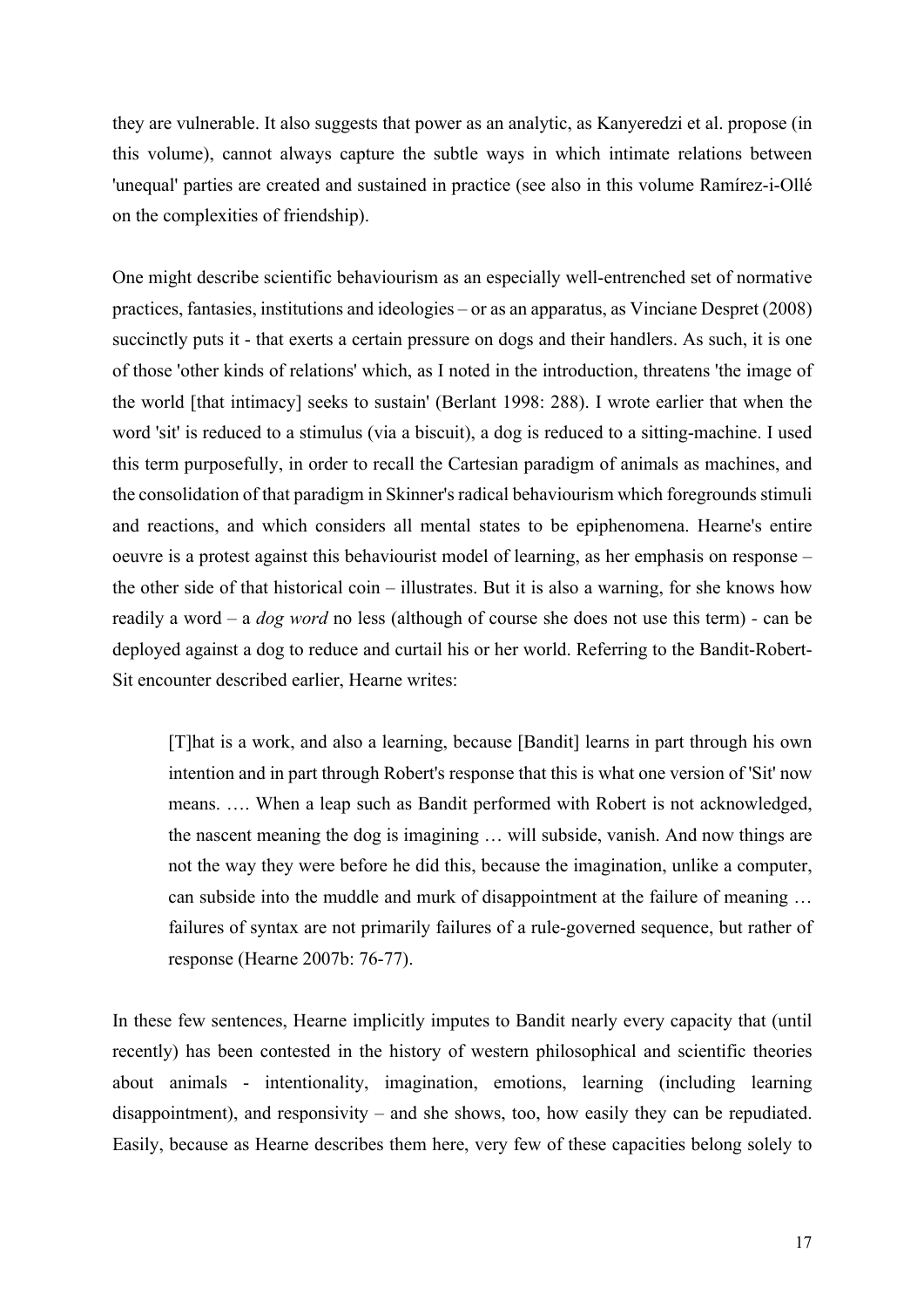they are vulnerable. It also suggests that power as an analytic, as Kanyeredzi et al. propose (in this volume), cannot always capture the subtle ways in which intimate relations between 'unequal' parties are created and sustained in practice (see also in this volume Ramírez-i-Ollé on the complexities of friendship).

One might describe scientific behaviourism as an especially well-entrenched set of normative practices, fantasies, institutions and ideologies – or as an apparatus, as Vinciane Despret (2008) succinctly puts it - that exerts a certain pressure on dogs and their handlers. As such, it is one of those 'other kinds of relations' which, as I noted in the introduction, threatens 'the image of the world [that intimacy] seeks to sustain' (Berlant 1998: 288). I wrote earlier that when the word 'sit' is reduced to a stimulus (via a biscuit), a dog is reduced to a sitting-machine. I used this term purposefully, in order to recall the Cartesian paradigm of animals as machines, and the consolidation of that paradigm in Skinner's radical behaviourism which foregrounds stimuli and reactions, and which considers all mental states to be epiphenomena. Hearne's entire oeuvre is a protest against this behaviourist model of learning, as her emphasis on response – the other side of that historical coin – illustrates. But it is also a warning, for she knows how readily a word – a *dog word* no less (although of course she does not use this term) - can be deployed against a dog to reduce and curtail his or her world. Referring to the Bandit-Robert-Sit encounter described earlier, Hearne writes:

> [T]hat is a work, and also a learning, because [Bandit] learns in part through his own intention and in part through Robert's response that this is what one version of 'Sit' now means. …. When a leap such as Bandit performed with Robert is not acknowledged, the nascent meaning the dog is imagining … will subside, vanish. And now things are not the way they were before he did this, because the imagination, unlike a computer, can subside into the muddle and murk of disappointment at the failure of meaning … failures of syntax are not primarily failures of a rule-governed sequence, but rather of response (Hearne 2007b: 76-77).

In these few sentences, Hearne implicitly imputes to Bandit nearly every capacity that (until recently) has been contested in the history of western philosophical and scientific theories about animals - intentionality, imagination, emotions, learning (including learning disappointment), and responsivity – and she shows, too, how easily they can be repudiated. Easily, because as Hearne describes them here, very few of these capacities belong solely to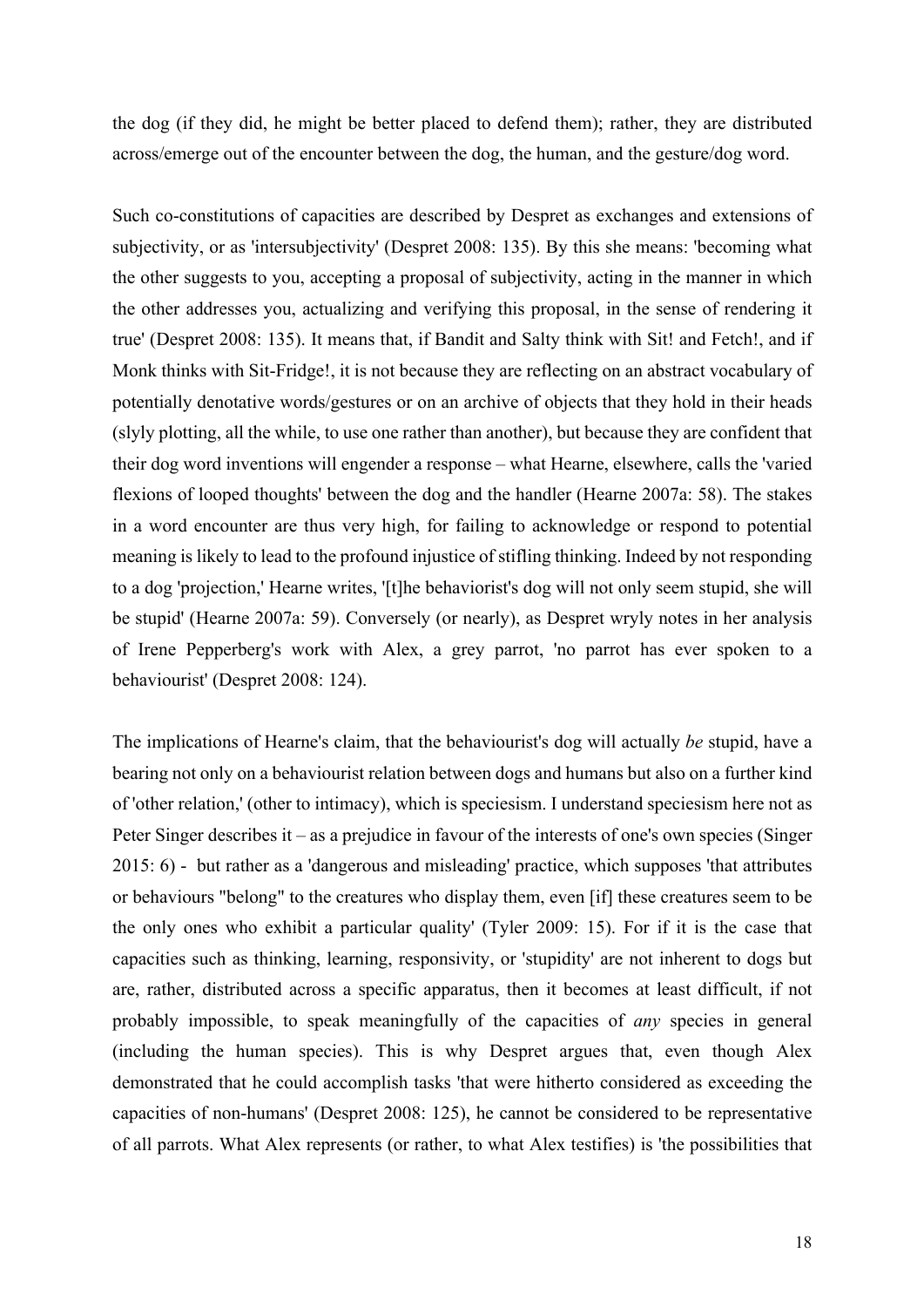the dog (if they did, he might be better placed to defend them); rather, they are distributed across/emerge out of the encounter between the dog, the human, and the gesture/dog word.

Such co-constitutions of capacities are described by Despret as exchanges and extensions of subjectivity, or as 'intersubjectivity' (Despret 2008: 135). By this she means: 'becoming what the other suggests to you, accepting a proposal of subjectivity, acting in the manner in which the other addresses you, actualizing and verifying this proposal, in the sense of rendering it true' (Despret 2008: 135). It means that, if Bandit and Salty think with Sit! and Fetch!, and if Monk thinks with Sit-Fridge!, it is not because they are reflecting on an abstract vocabulary of potentially denotative words/gestures or on an archive of objects that they hold in their heads (slyly plotting, all the while, to use one rather than another), but because they are confident that their dog word inventions will engender a response – what Hearne, elsewhere, calls the 'varied flexions of looped thoughts' between the dog and the handler (Hearne 2007a: 58). The stakes in a word encounter are thus very high, for failing to acknowledge or respond to potential meaning is likely to lead to the profound injustice of stifling thinking. Indeed by not responding to a dog 'projection,' Hearne writes, '[t]he behaviorist's dog will not only seem stupid, she will be stupid' (Hearne 2007a: 59). Conversely (or nearly), as Despret wryly notes in her analysis of Irene Pepperberg's work with Alex, a grey parrot, 'no parrot has ever spoken to a behaviourist' (Despret 2008: 124).

The implications of Hearne's claim, that the behaviourist's dog will actually *be* stupid, have a bearing not only on a behaviourist relation between dogs and humans but also on a further kind of 'other relation,' (other to intimacy), which is speciesism. I understand speciesism here not as Peter Singer describes it – as a prejudice in favour of the interests of one's own species (Singer 2015: 6) - but rather as a 'dangerous and misleading' practice, which supposes 'that attributes or behaviours "belong" to the creatures who display them, even [if] these creatures seem to be the only ones who exhibit a particular quality' (Tyler 2009: 15). For if it is the case that capacities such as thinking, learning, responsivity, or 'stupidity' are not inherent to dogs but are, rather, distributed across a specific apparatus, then it becomes at least difficult, if not probably impossible, to speak meaningfully of the capacities of *any* species in general (including the human species). This is why Despret argues that, even though Alex demonstrated that he could accomplish tasks 'that were hitherto considered as exceeding the capacities of non-humans' (Despret 2008: 125), he cannot be considered to be representative of all parrots. What Alex represents (or rather, to what Alex testifies) is 'the possibilities that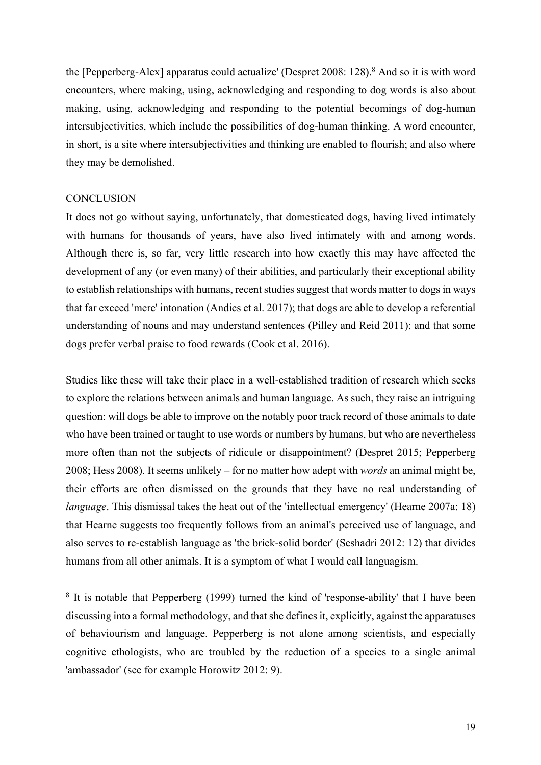the [Pepperberg-Alex] apparatus could actualize' (Despret 2008: 128).[8] And so it is with word encounters, where making, using, acknowledging and responding to dog words is also about making, using, acknowledging and responding to the potential becomings of dog-human intersubjectivities, which include the possibilities of dog-human thinking. A word encounter, in short, is a site where intersubjectivities and thinking are enabled to flourish; and also where they may be demolished.

## CONCLUSION

It does not go without saying, unfortunately, that domesticated dogs, having lived intimately with humans for thousands of years, have also lived intimately with and among words. Although there is, so far, very little research into how exactly this may have affected the development of any (or even many) of their abilities, and particularly their exceptional ability to establish relationships with humans, recent studies suggest that words matter to dogs in ways that far exceed 'mere' intonation (Andics et al. 2017); that dogs are able to develop a referential understanding of nouns and may understand sentences (Pilley and Reid 2011); and that some dogs prefer verbal praise to food rewards (Cook et al. 2016).

Studies like these will take their place in a well-established tradition of research which seeks to explore the relations between animals and human language. As such, they raise an intriguing question: will dogs be able to improve on the notably poor track record of those animals to date who have been trained or taught to use words or numbers by humans, but who are nevertheless more often than not the subjects of ridicule or disappointment? (Despret 2015; Pepperberg 2008; Hess 2008). It seems unlikely – for no matter how adept with *words* an animal might be, their efforts are often dismissed on the grounds that they have no real understanding of *language*. This dismissal takes the heat out of the 'intellectual emergency' (Hearne 2007a: 18) that Hearne suggests too frequently follows from an animal's perceived use of language, and also serves to re-establish language as 'the brick-solid border' (Seshadri 2012: 12) that divides humans from all other animals. It is a symptom of what I would call languagism.

---

[8] It is notable that Pepperberg (1999) turned the kind of 'response-ability' that I have been discussing into a formal methodology, and that she defines it, explicitly, against the apparatuses of behaviourism and language. Pepperberg is not alone among scientists, and especially cognitive ethologists, who are troubled by the reduction of a species to a single animal 'ambassador' (see for example Horowitz 2012: 9).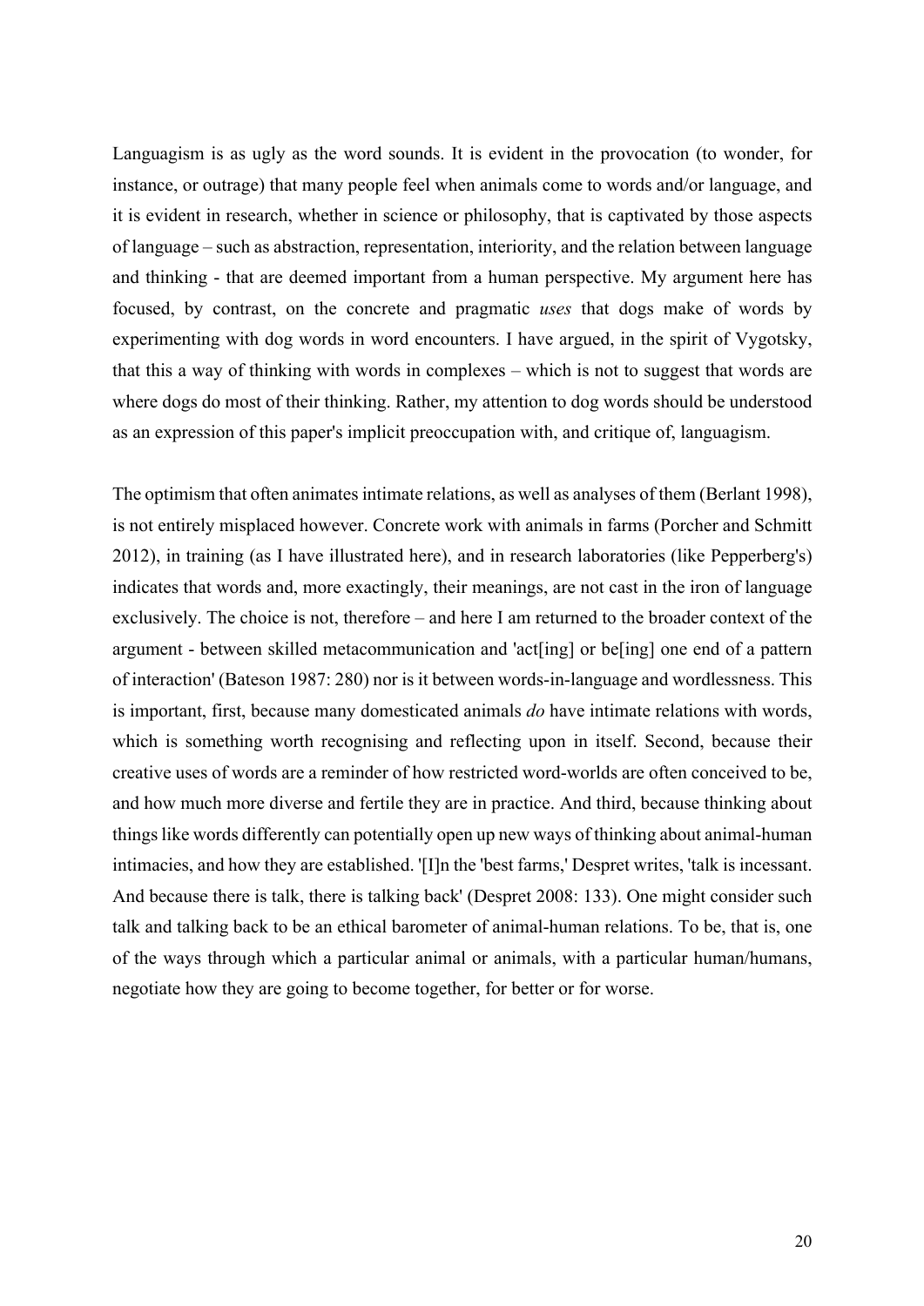Languagism is as ugly as the word sounds. It is evident in the provocation (to wonder, for instance, or outrage) that many people feel when animals come to words and/or language, and it is evident in research, whether in science or philosophy, that is captivated by those aspects of language – such as abstraction, representation, interiority, and the relation between language and thinking - that are deemed important from a human perspective. My argument here has focused, by contrast, on the concrete and pragmatic *uses* that dogs make of words by experimenting with dog words in word encounters. I have argued, in the spirit of Vygotsky, that this a way of thinking with words in complexes – which is not to suggest that words are where dogs do most of their thinking. Rather, my attention to dog words should be understood as an expression of this paper's implicit preoccupation with, and critique of, languagism.

The optimism that often animates intimate relations, as well as analyses of them (Berlant 1998), is not entirely misplaced however. Concrete work with animals in farms (Porcher and Schmitt 2012), in training (as I have illustrated here), and in research laboratories (like Pepperberg's) indicates that words and, more exactingly, their meanings, are not cast in the iron of language exclusively. The choice is not, therefore – and here I am returned to the broader context of the argument - between skilled metacommunication and 'act[ing] or be[ing] one end of a pattern of interaction' (Bateson 1987: 280) nor is it between words-in-language and wordlessness. This is important, first, because many domesticated animals *do* have intimate relations with words, which is something worth recognising and reflecting upon in itself. Second, because their creative uses of words are a reminder of how restricted word-worlds are often conceived to be, and how much more diverse and fertile they are in practice. And third, because thinking about things like words differently can potentially open up new ways of thinking about animal-human intimacies, and how they are established. '[I]n the 'best farms,' Despret writes, 'talk is incessant. And because there is talk, there is talking back' (Despret 2008: 133). One might consider such talk and talking back to be an ethical barometer of animal-human relations. To be, that is, one of the ways through which a particular animal or animals, with a particular human/humans, negotiate how they are going to become together, for better or for worse.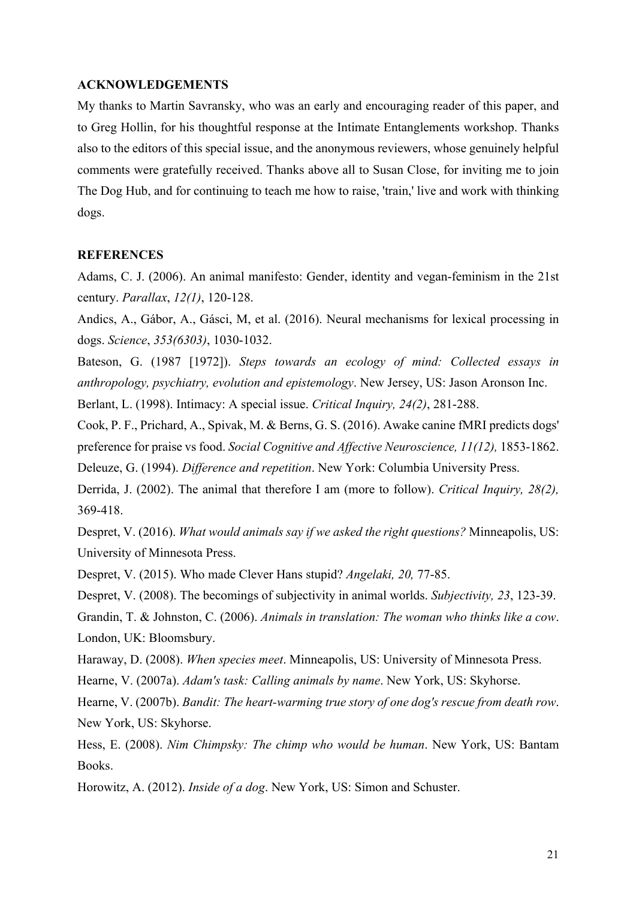## ACKNOWLEDGEMENTS

My thanks to Martin Savransky, who was an early and encouraging reader of this paper, and to Greg Hollin, for his thoughtful response at the Intimate Entanglements workshop. Thanks also to the editors of this special issue, and the anonymous reviewers, whose genuinely helpful comments were gratefully received. Thanks above all to Susan Close, for inviting me to join The Dog Hub, and for continuing to teach me how to raise, 'train,' live and work with thinking dogs.

## REFERENCES

Adams, C. J. (2006). An animal manifesto: Gender, identity and vegan-feminism in the 21st century. *Parallax*, *12(1)*, 120-128.

Andics, A., Gábor, A., Gásci, M, et al. (2016). Neural mechanisms for lexical processing in dogs. *Science*, *353(6303)*, 1030-1032.

Bateson, G. (1987 [1972]). *Steps towards an ecology of mind: Collected essays in anthropology, psychiatry, evolution and epistemology*. New Jersey, US: Jason Aronson Inc.

Berlant, L. (1998). Intimacy: A special issue. *Critical Inquiry, 24(2)*, 281-288.

Cook, P. F., Prichard, A., Spivak, M. & Berns, G. S. (2016). Awake canine fMRI predicts dogs' preference for praise vs food. *Social Cognitive and Affective Neuroscience, 11(12),* 1853-1862.

Deleuze, G. (1994). *Difference and repetition*. New York: Columbia University Press.

Derrida, J. (2002). The animal that therefore I am (more to follow). *Critical Inquiry, 28(2),* 369-418.

Despret, V. (2016). *What would animals say if we asked the right questions?* Minneapolis, US: University of Minnesota Press.

Despret, V. (2015). Who made Clever Hans stupid? *Angelaki, 20,* 77-85.

Despret, V. (2008). The becomings of subjectivity in animal worlds. *Subjectivity, 23*, 123-39.

Grandin, T. & Johnston, C. (2006). *Animals in translation: The woman who thinks like a cow*. London, UK: Bloomsbury.

Haraway, D. (2008). *When species meet*. Minneapolis, US: University of Minnesota Press.

Hearne, V. (2007a). *Adam's task: Calling animals by name*. New York, US: Skyhorse.

Hearne, V. (2007b). *Bandit: The heart-warming true story of one dog's rescue from death row*. New York, US: Skyhorse.

Hess, E. (2008). *Nim Chimpsky: The chimp who would be human*. New York, US: Bantam Books.

Horowitz, A. (2012). *Inside of a dog*. New York, US: Simon and Schuster.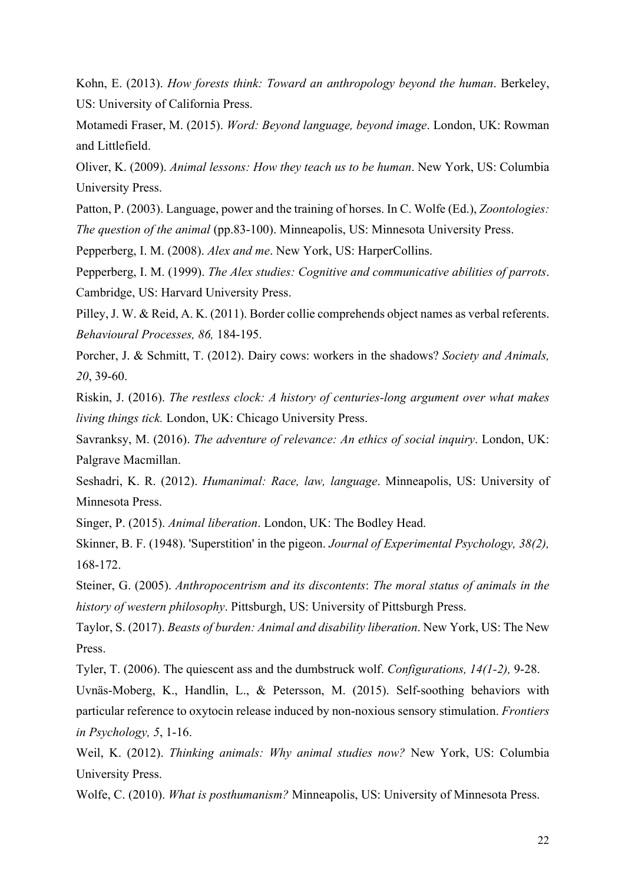Kohn, E. (2013). *How forests think: Toward an anthropology beyond the human*. Berkeley, US: University of California Press.

Motamedi Fraser, M. (2015). *Word: Beyond language, beyond image*. London, UK: Rowman and Littlefield.

Oliver, K. (2009). *Animal lessons: How they teach us to be human*. New York, US: Columbia University Press.

Patton, P. (2003). Language, power and the training of horses. In C. Wolfe (Ed.), *Zoontologies: The question of the animal* (pp.83-100). Minneapolis, US: Minnesota University Press.

Pepperberg, I. M. (2008). *Alex and me*. New York, US: HarperCollins.

Pepperberg, I. M. (1999). *The Alex studies: Cognitive and communicative abilities of parrots*. Cambridge, US: Harvard University Press.

Pilley, J. W. & Reid, A. K. (2011). Border collie comprehends object names as verbal referents. *Behavioural Processes, 86,* 184-195.

Porcher, J. & Schmitt, T. (2012). Dairy cows: workers in the shadows? *Society and Animals, 20*, 39-60.

Riskin, J. (2016). *The restless clock: A history of centuries-long argument over what makes living things tick.* London, UK: Chicago University Press.

Savranksy, M. (2016). *The adventure of relevance: An ethics of social inquiry*. London, UK: Palgrave Macmillan.

Seshadri, K. R. (2012). *Humanimal: Race, law, language*. Minneapolis, US: University of Minnesota Press.

Singer, P. (2015). *Animal liberation*. London, UK: The Bodley Head.

Skinner, B. F. (1948). 'Superstition' in the pigeon. *Journal of Experimental Psychology, 38(2),* 168-172.

Steiner, G. (2005). *Anthropocentrism and its discontents*: *The moral status of animals in the history of western philosophy*. Pittsburgh, US: University of Pittsburgh Press.

Taylor, S. (2017). *Beasts of burden: Animal and disability liberation*. New York, US: The New Press.

Tyler, T. (2006). The quiescent ass and the dumbstruck wolf. *Configurations, 14(1-2),* 9-28.

Uvnäs-Moberg, K., Handlin, L., & Petersson, M. (2015). Self-soothing behaviors with particular reference to oxytocin release induced by non-noxious sensory stimulation. *Frontiers in Psychology, 5*, 1-16.

Weil, K. (2012). *Thinking animals: Why animal studies now?* New York, US: Columbia University Press.

Wolfe, C. (2010). *What is posthumanism?* Minneapolis, US: University of Minnesota Press.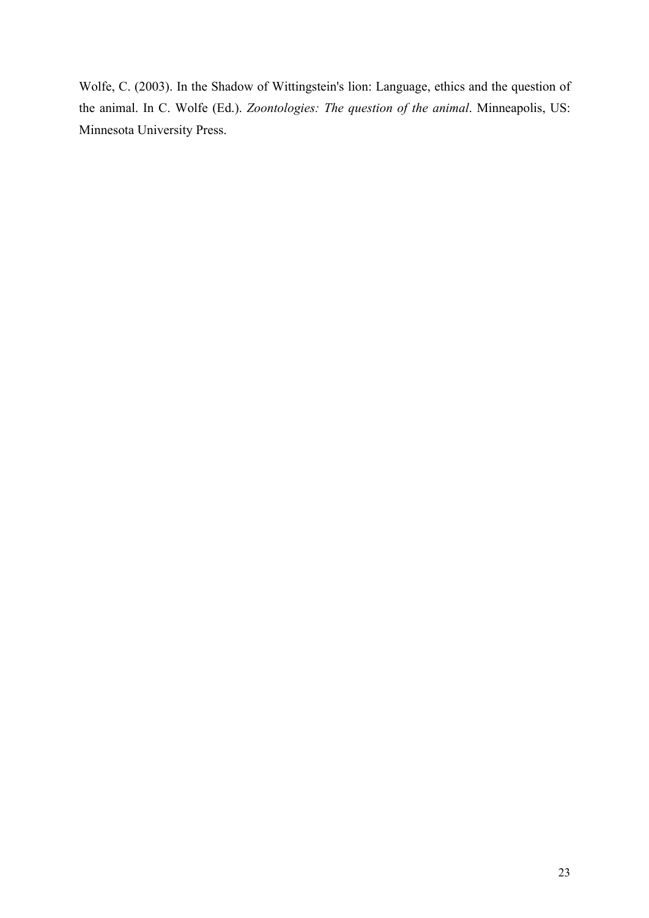Wolfe, C. (2003). In the Shadow of Wittingstein's lion: Language, ethics and the question of the animal. In C. Wolfe (Ed.). *Zoontologies: The question of the animal*. Minneapolis, US: Minnesota University Press.